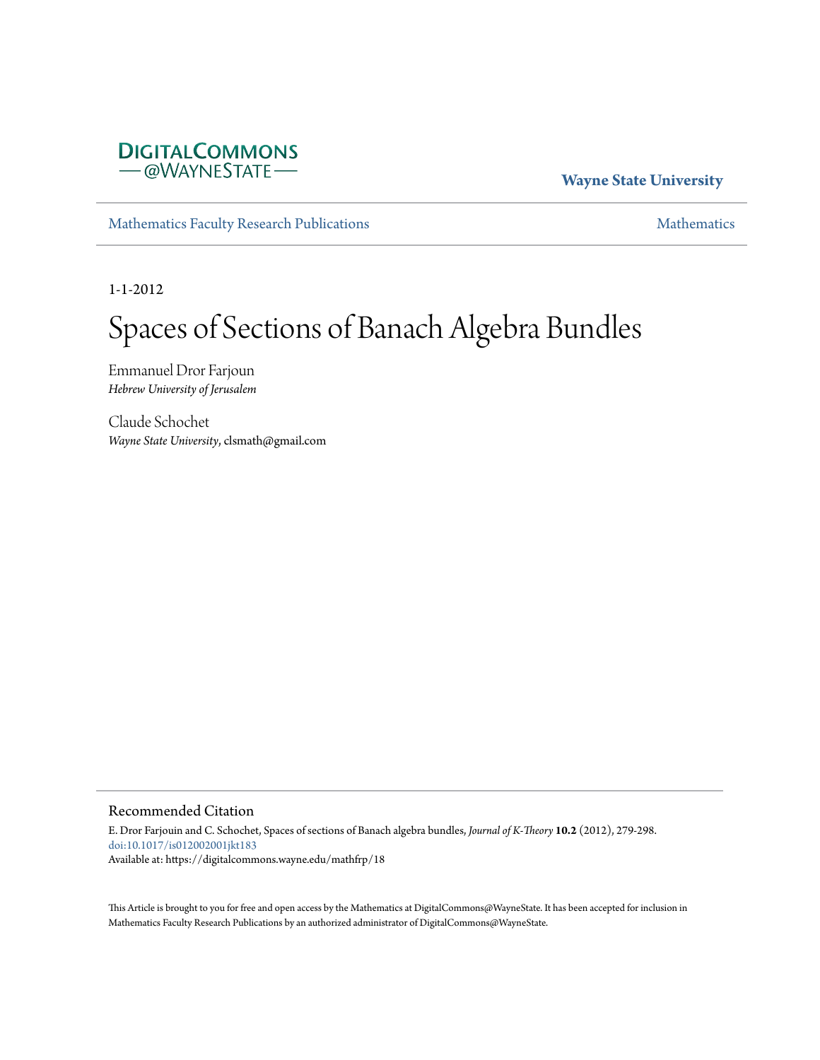DIGITALCOMMONS
— @WAYNESTATE —

**Wayne State University**

Mathematics Faculty Research Publications — Mathematics

1-1-2012

# Spaces of Sections of Banach Algebra Bundles

Emmanuel Dror Farjoun
*Hebrew University of Jerusalem*

Claude Schochet
*Wayne State University*, clsmath@gmail.com

## Recommended Citation

E. Dror Farjouin and C. Schochet, Spaces of sections of Banach algebra bundles, *Journal of K-Theory* **10.2** (2012), 279-298.
doi:10.1017/is012002001jkt183
Available at: https://digitalcommons.wayne.edu/mathfrp/18

This Article is brought to you for free and open access by the Mathematics at DigitalCommons@WayneState. It has been accepted for inclusion in Mathematics Faculty Research Publications by an authorized administrator of DigitalCommons@WayneState.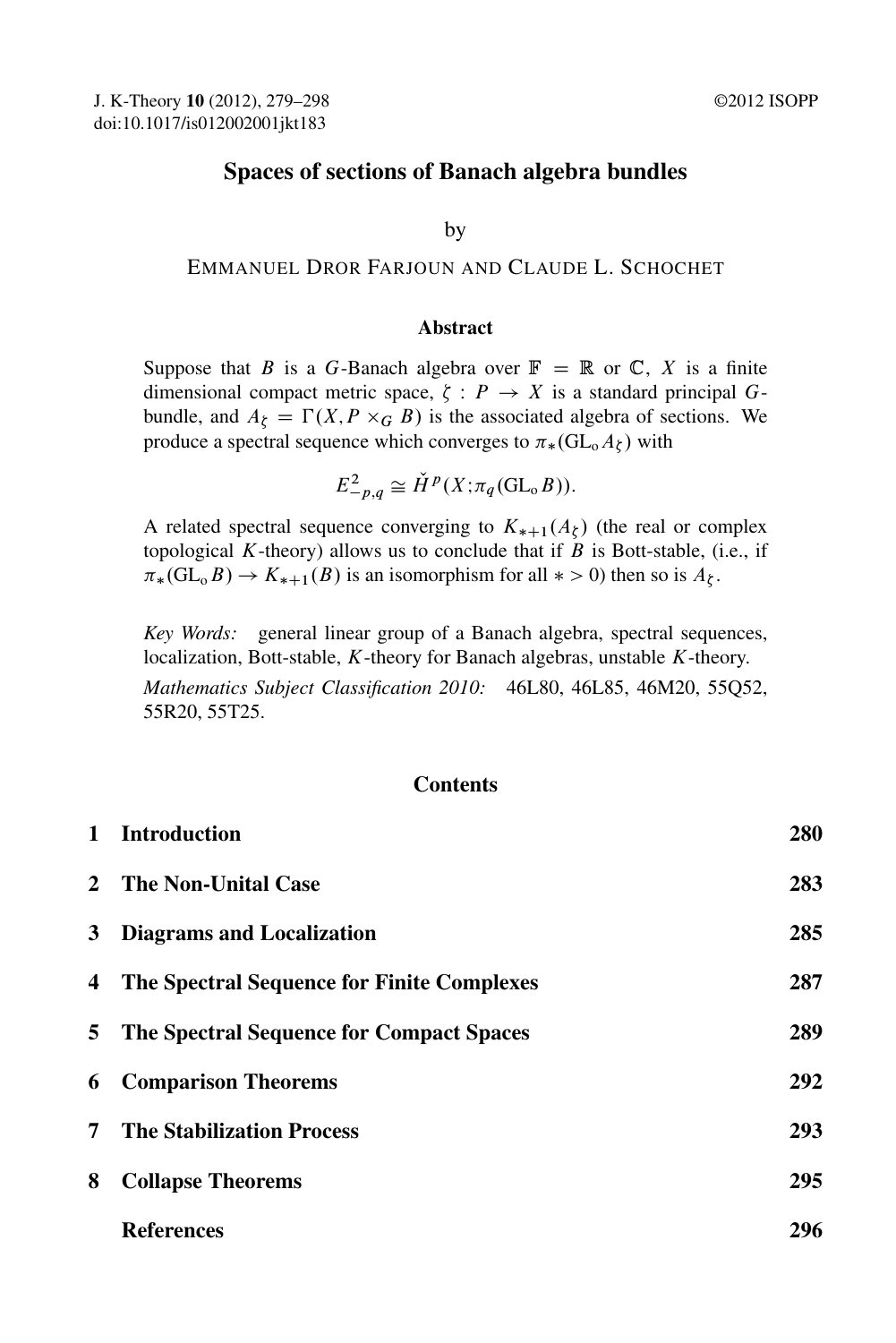# Spaces of sections of Banach algebra bundles

by

EMMANUEL DROR FARJOUN AND CLAUDE L. SCHOCHET

### Abstract

Suppose that $B$ is a $G$-Banach algebra over $\mathbb{F} = \mathbb{R}$ or $\mathbb{C}$, $X$ is a finite dimensional compact metric space, $\zeta : P \to X$ is a standard principal $G$-bundle, and $A_\zeta = \Gamma(X, P \times_G B)$ is the associated algebra of sections. We produce a spectral sequence which converges to $\pi_*(\mathrm{GL}_o A_\zeta)$ with

$$E^2_{-p,q} \cong \check{H}^p(X; \pi_q(\mathrm{GL}_o B)).$$

A related spectral sequence converging to $K_{*+1}(A_\zeta)$ (the real or complex topological $K$-theory) allows us to conclude that if $B$ is Bott-stable, (i.e., if $\pi_*(\mathrm{GL}_o B) \to K_{*+1}(B)$ is an isomorphism for all $* > 0$) then so is $A_\zeta$.

*Key Words:* general linear group of a Banach algebra, spectral sequences, localization, Bott-stable, $K$-theory for Banach algebras, unstable $K$-theory.

*Mathematics Subject Classification 2010:* 46L80, 46L85, 46M20, 55Q52, 55R20, 55T25.

### Contents

| | | |
|---|---|---|
| 1 | Introduction | 280 |
| 2 | The Non-Unital Case | 283 |
| 3 | Diagrams and Localization | 285 |
| 4 | The Spectral Sequence for Finite Complexes | 287 |
| 5 | The Spectral Sequence for Compact Spaces | 289 |
| 6 | Comparison Theorems | 292 |
| 7 | The Stabilization Process | 293 |
| 8 | Collapse Theorems | 295 |
| | References | 296 |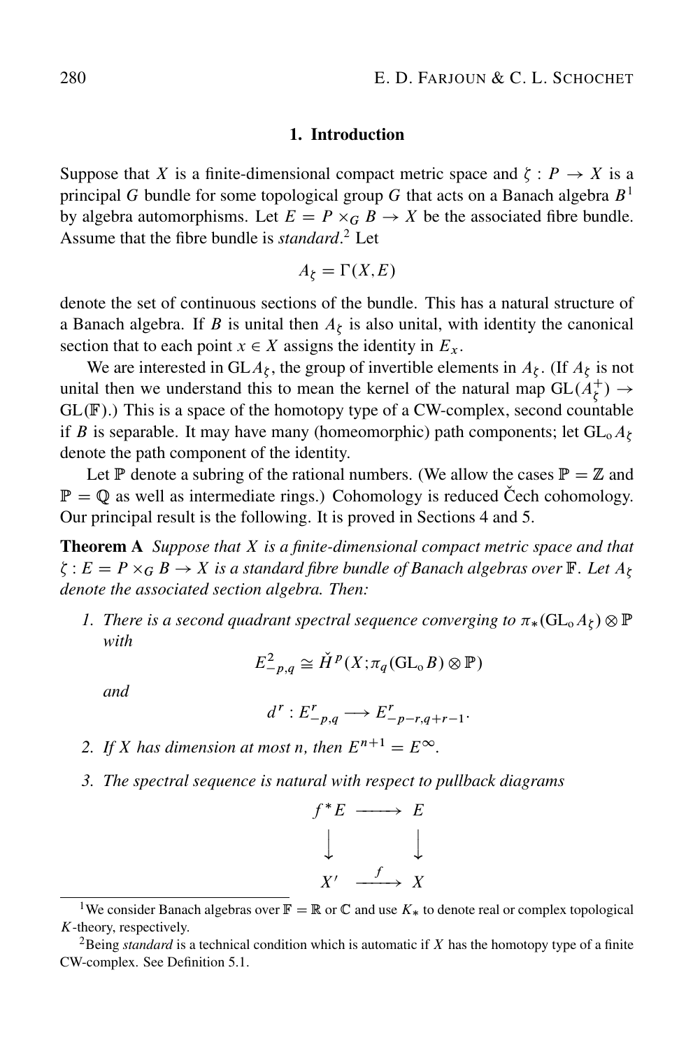## 1. Introduction

Suppose that $X$ is a finite-dimensional compact metric space and $\zeta : P \to X$ is a principal $G$ bundle for some topological group $G$ that acts on a Banach algebra $B$[1] by algebra automorphisms. Let $E = P \times_G B \to X$ be the associated fibre bundle. Assume that the fibre bundle is *standard*.[2] Let

$$A_\zeta = \Gamma(X, E)$$

denote the set of continuous sections of the bundle. This has a natural structure of a Banach algebra. If $B$ is unital then $A_\zeta$ is also unital, with identity the canonical section that to each point $x \in X$ assigns the identity in $E_x$.

We are interested in $\mathrm{GL} A_\zeta$, the group of invertible elements in $A_\zeta$. (If $A_\zeta$ is not unital then we understand this to mean the kernel of the natural map $\mathrm{GL}(A_\zeta^+) \to \mathrm{GL}(\mathbb{F})$.) This is a space of the homotopy type of a CW-complex, second countable if $B$ is separable. It may have many (homeomorphic) path components; let $\mathrm{GL}_\mathrm{o} A_\zeta$ denote the path component of the identity.

Let $\mathbb{P}$ denote a subring of the rational numbers. (We allow the cases $\mathbb{P} = \mathbb{Z}$ and $\mathbb{P} = \mathbb{Q}$ as well as intermediate rings.) Cohomology is reduced Čech cohomology. Our principal result is the following. It is proved in Sections 4 and 5.

**Theorem A** *Suppose that $X$ is a finite-dimensional compact metric space and that $\zeta : E = P \times_G B \to X$ is a standard fibre bundle of Banach algebras over $\mathbb{F}$. Let $A_\zeta$ denote the associated section algebra. Then:*

1. *There is a second quadrant spectral sequence converging to $\pi_*(\mathrm{GL}_\mathrm{o} A_\zeta) \otimes \mathbb{P}$ with*

$$E^2_{-p,q} \cong \check{H}^p(X; \pi_q(\mathrm{GL}_\mathrm{o} B) \otimes \mathbb{P})$$

*and*

$$d^r : E^r_{-p,q} \longrightarrow E^r_{-p-r,q+r-1}.$$

2. *If $X$ has dimension at most $n$, then $E^{n+1} = E^\infty$.*

3. *The spectral sequence is natural with respect to pullback diagrams*

$$\begin{array}{ccc} f^*E & \longrightarrow & E \\ \big\downarrow & & \big\downarrow \\ X' & \xrightarrow{\ f\ } & X \end{array}$$

[1] We consider Banach algebras over $\mathbb{F} = \mathbb{R}$ or $\mathbb{C}$ and use $K_*$ to denote real or complex topological $K$-theory, respectively.

[2] Being *standard* is a technical condition which is automatic if $X$ has the homotopy type of a finite CW-complex. See Definition 5.1.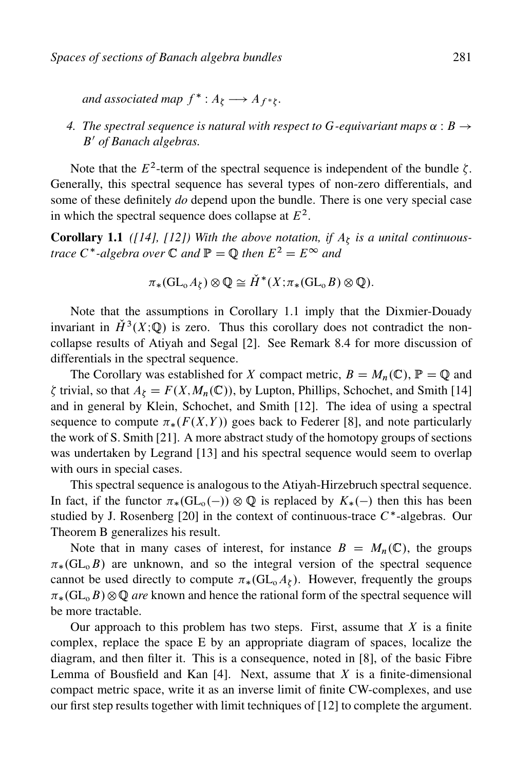*and associated map $f^* : A_\zeta \longrightarrow A_{f^*\zeta}$.*

4. *The spectral sequence is natural with respect to $G$-equivariant maps $\alpha : B \to B'$ of Banach algebras.*

Note that the $E^2$-term of the spectral sequence is independent of the bundle $\zeta$. Generally, this spectral sequence has several types of non-zero differentials, and some of these definitely *do* depend upon the bundle. There is one very special case in which the spectral sequence does collapse at $E^2$.

**Corollary 1.1** *([14], [12]) With the above notation, if $A_\zeta$ is a unital continuous-trace $C^*$-algebra over $\mathbb{C}$ and $\mathbb{P} = \mathbb{Q}$ then $E^2 = E^\infty$ and*

$$\pi_*(\mathrm{GL_o} A_\zeta) \otimes \mathbb{Q} \cong \check{H}^*(X; \pi_*(\mathrm{GL_o} B) \otimes \mathbb{Q}).$$

Note that the assumptions in Corollary 1.1 imply that the Dixmier-Douady invariant in $\check{H}^3(X;\mathbb{Q})$ is zero. Thus this corollary does not contradict the non-collapse results of Atiyah and Segal [2]. See Remark 8.4 for more discussion of differentials in the spectral sequence.

The Corollary was established for $X$ compact metric, $B = M_n(\mathbb{C})$, $\mathbb{P} = \mathbb{Q}$ and $\zeta$ trivial, so that $A_\zeta = F(X, M_n(\mathbb{C}))$, by Lupton, Phillips, Schochet, and Smith [14] and in general by Klein, Schochet, and Smith [12]. The idea of using a spectral sequence to compute $\pi_*(F(X,Y))$ goes back to Federer [8], and note particularly the work of S. Smith [21]. A more abstract study of the homotopy groups of sections was undertaken by Legrand [13] and his spectral sequence would seem to overlap with ours in special cases.

This spectral sequence is analogous to the Atiyah-Hirzebruch spectral sequence. In fact, if the functor $\pi_*(\mathrm{GL_o}(-)) \otimes \mathbb{Q}$ is replaced by $K_*(-)$ then this has been studied by J. Rosenberg [20] in the context of continuous-trace $C^*$-algebras. Our Theorem B generalizes his result.

Note that in many cases of interest, for instance $B = M_n(\mathbb{C})$, the groups $\pi_*(\mathrm{GL_o} B)$ are unknown, and so the integral version of the spectral sequence cannot be used directly to compute $\pi_*(\mathrm{GL_o} A_\zeta)$. However, frequently the groups $\pi_*(\mathrm{GL_o} B) \otimes \mathbb{Q}$ *are* known and hence the rational form of the spectral sequence will be more tractable.

Our approach to this problem has two steps. First, assume that $X$ is a finite complex, replace the space E by an appropriate diagram of spaces, localize the diagram, and then filter it. This is a consequence, noted in [8], of the basic Fibre Lemma of Bousfield and Kan [4]. Next, assume that $X$ is a finite-dimensional compact metric space, write it as an inverse limit of finite CW-complexes, and use our first step results together with limit techniques of [12] to complete the argument.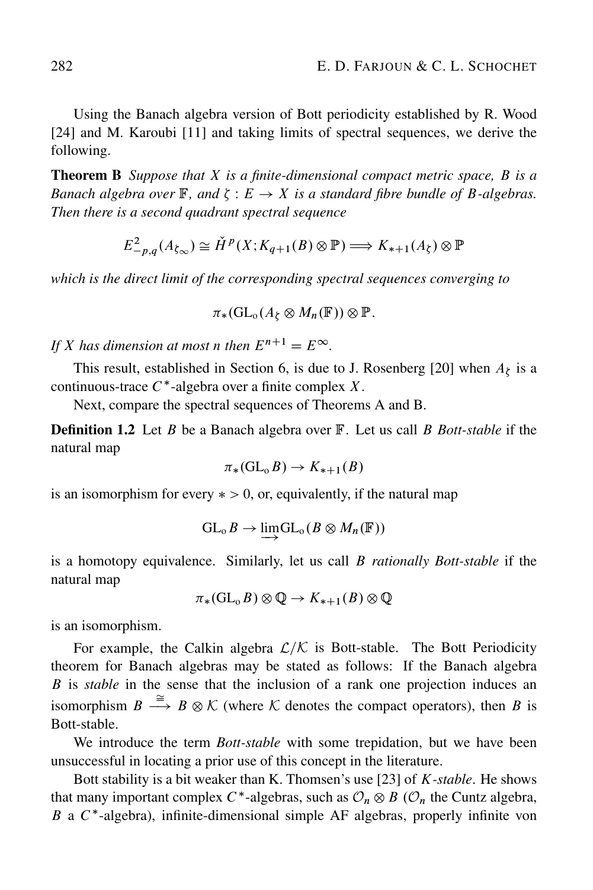Using the Banach algebra version of Bott periodicity established by R. Wood [24] and M. Karoubi [11] and taking limits of spectral sequences, we derive the following.

**Theorem B** *Suppose that $X$ is a finite-dimensional compact metric space, $B$ is a Banach algebra over $\mathbb{F}$, and $\zeta : E \to X$ is a standard fibre bundle of $B$-algebras. Then there is a second quadrant spectral sequence*

$$E^2_{-p,q}(A_{\zeta_\infty}) \cong \check{H}^p(X; K_{q+1}(B) \otimes \mathbb{P}) \Longrightarrow K_{*+1}(A_\zeta) \otimes \mathbb{P}$$

*which is the direct limit of the corresponding spectral sequences converging to*

$$\pi_*(\mathrm{GL}_o(A_\zeta \otimes M_n(\mathbb{F})) \otimes \mathbb{P}.$$

*If $X$ has dimension at most $n$ then $E^{n+1} = E^\infty$.*

This result, established in Section 6, is due to J. Rosenberg [20] when $A_\zeta$ is a continuous-trace $C^*$-algebra over a finite complex $X$.

Next, compare the spectral sequences of Theorems A and B.

**Definition 1.2** Let $B$ be a Banach algebra over $\mathbb{F}$. Let us call $B$ *Bott-stable* if the natural map

$$\pi_*(\mathrm{GL}_o B) \to K_{*+1}(B)$$

is an isomorphism for every $* > 0$, or, equivalently, if the natural map

$$\mathrm{GL}_o B \to \varinjlim \mathrm{GL}_o(B \otimes M_n(\mathbb{F}))$$

is a homotopy equivalence. Similarly, let us call $B$ *rationally Bott-stable* if the natural map

$$\pi_*(\mathrm{GL}_o B) \otimes \mathbb{Q} \to K_{*+1}(B) \otimes \mathbb{Q}$$

is an isomorphism.

For example, the Calkin algebra $\mathcal{L}/\mathcal{K}$ is Bott-stable. The Bott Periodicity theorem for Banach algebras may be stated as follows: If the Banach algebra $B$ is *stable* in the sense that the inclusion of a rank one projection induces an isomorphism $B \xrightarrow{\cong} B \otimes \mathcal{K}$ (where $\mathcal{K}$ denotes the compact operators), then $B$ is Bott-stable.

We introduce the term *Bott-stable* with some trepidation, but we have been unsuccessful in locating a prior use of this concept in the literature.

Bott stability is a bit weaker than K. Thomsen's use [23] of *K-stable*. He shows that many important complex $C^*$-algebras, such as $\mathcal{O}_n \otimes B$ ($\mathcal{O}_n$ the Cuntz algebra, $B$ a $C^*$-algebra), infinite-dimensional simple AF algebras, properly infinite von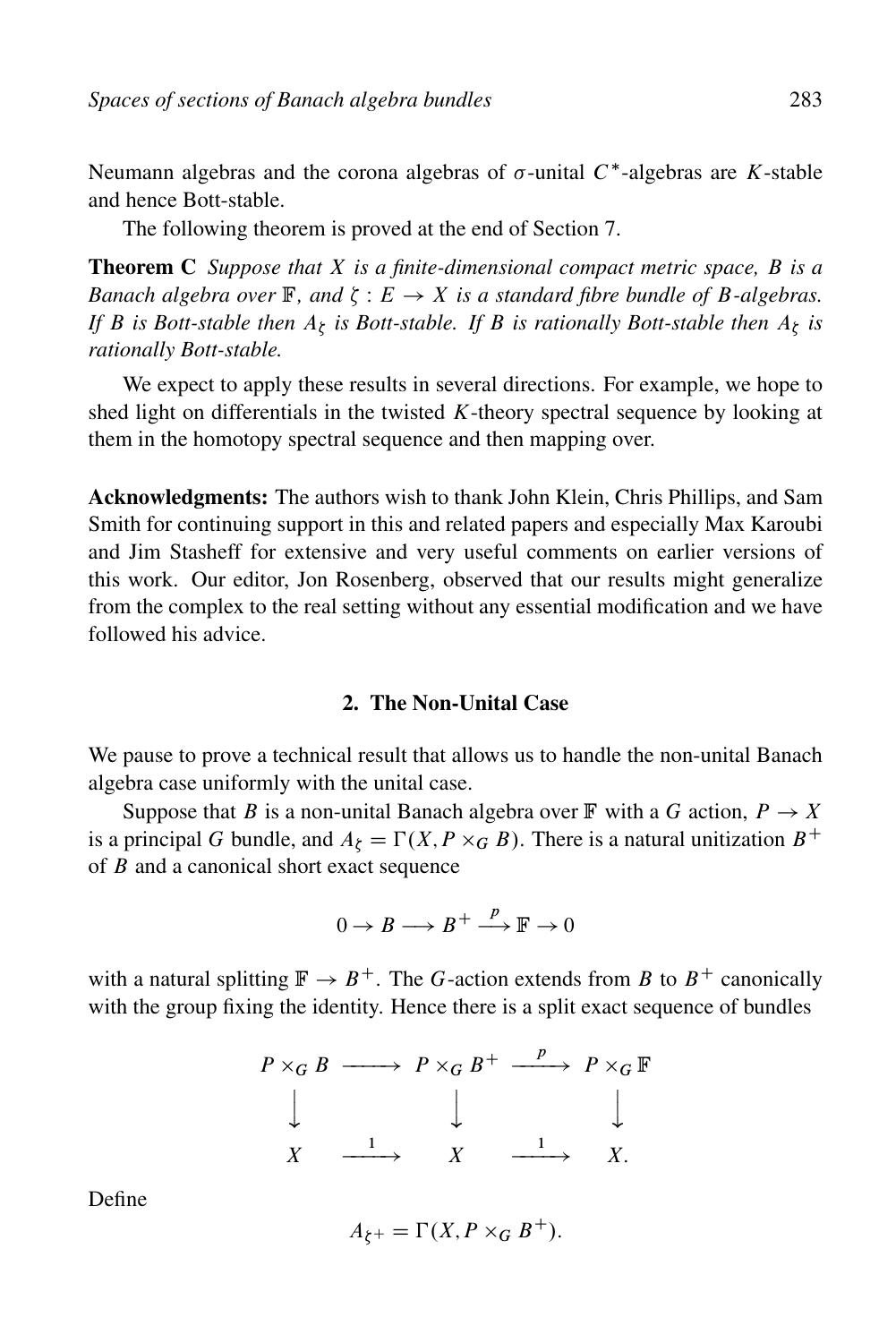Neumann algebras and the corona algebras of $\sigma$-unital $C^*$-algebras are $K$-stable and hence Bott-stable.

The following theorem is proved at the end of Section 7.

**Theorem C** *Suppose that $X$ is a finite-dimensional compact metric space, $B$ is a Banach algebra over $\mathbb{F}$, and $\zeta : E \to X$ is a standard fibre bundle of $B$-algebras. If $B$ is Bott-stable then $A_\zeta$ is Bott-stable. If $B$ is rationally Bott-stable then $A_\zeta$ is rationally Bott-stable.*

We expect to apply these results in several directions. For example, we hope to shed light on differentials in the twisted $K$-theory spectral sequence by looking at them in the homotopy spectral sequence and then mapping over.

**Acknowledgments:** The authors wish to thank John Klein, Chris Phillips, and Sam Smith for continuing support in this and related papers and especially Max Karoubi and Jim Stasheff for extensive and very useful comments on earlier versions of this work. Our editor, Jon Rosenberg, observed that our results might generalize from the complex to the real setting without any essential modification and we have followed his advice.

## 2. The Non-Unital Case

We pause to prove a technical result that allows us to handle the non-unital Banach algebra case uniformly with the unital case.

Suppose that $B$ is a non-unital Banach algebra over $\mathbb{F}$ with a $G$ action, $P \to X$ is a principal $G$ bundle, and $A_\zeta = \Gamma(X, P \times_G B)$. There is a natural unitization $B^+$ of $B$ and a canonical short exact sequence

$$0 \to B \longrightarrow B^+ \xrightarrow{p} \mathbb{F} \to 0$$

with a natural splitting $\mathbb{F} \to B^+$. The $G$-action extends from $B$ to $B^+$ canonically with the group fixing the identity. Hence there is a split exact sequence of bundles

$$\begin{array}{ccccc} P \times_G B & \longrightarrow & P \times_G B^+ & \xrightarrow{p} & P \times_G \mathbb{F} \\ \big\downarrow & & \big\downarrow & & \big\downarrow \\ X & \xrightarrow{1} & X & \xrightarrow{1} & X. \end{array}$$

Define

$$A_{\zeta^+} = \Gamma(X, P \times_G B^+).$$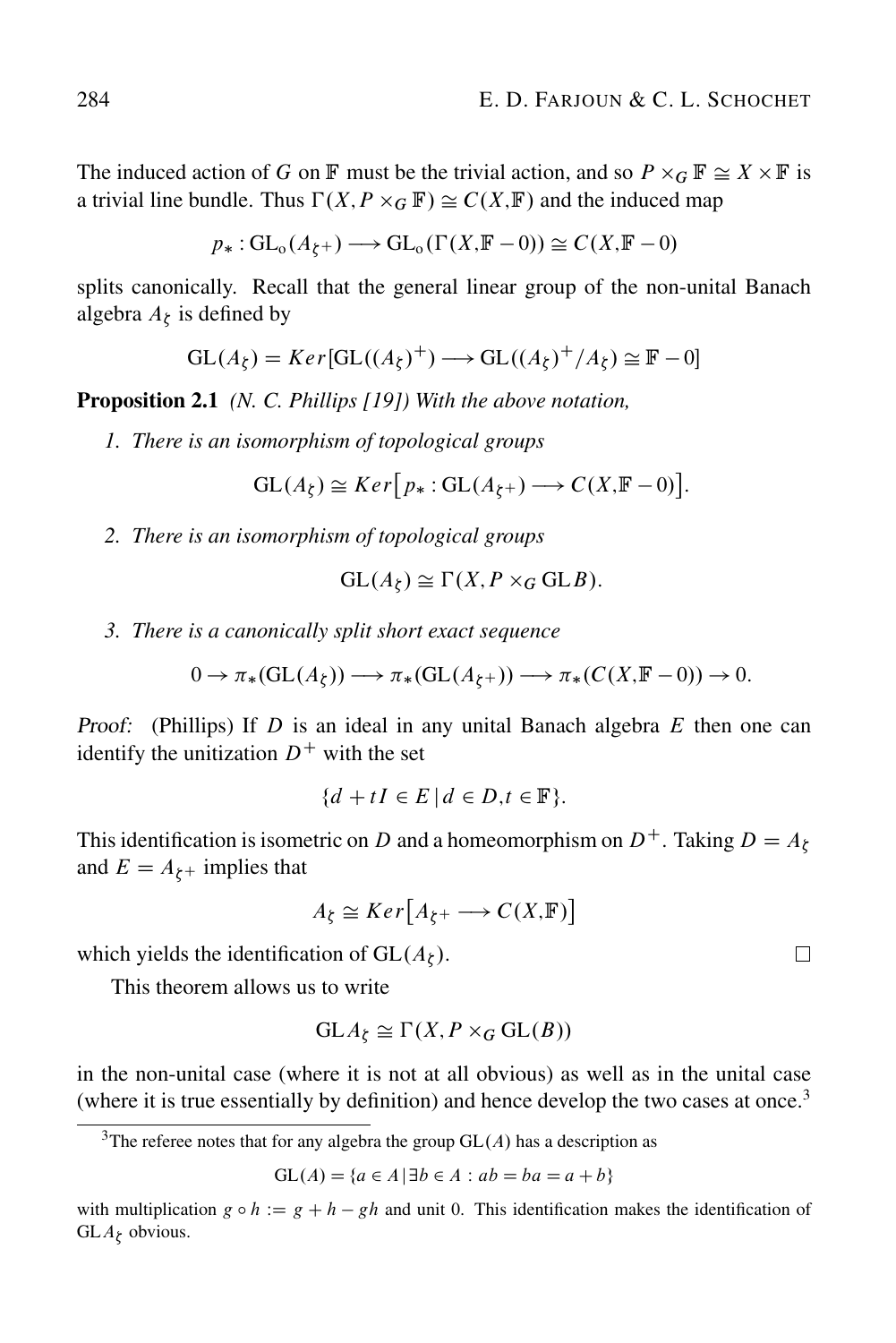The induced action of $G$ on $\mathbb{F}$ must be the trivial action, and so $P \times_G \mathbb{F} \cong X \times \mathbb{F}$ is a trivial line bundle. Thus $\Gamma(X, P \times_G \mathbb{F}) \cong C(X,\mathbb{F})$ and the induced map

$$p_* : \mathrm{GL_o}(A_{\zeta+}) \longrightarrow \mathrm{GL_o}(\Gamma(X,\mathbb{F}-0)) \cong C(X,\mathbb{F}-0)$$

splits canonically. Recall that the general linear group of the non-unital Banach algebra $A_\zeta$ is defined by

$$\mathrm{GL}(A_\zeta) = Ker[\mathrm{GL}((A_\zeta)^+) \longrightarrow \mathrm{GL}((A_\zeta)^+/A_\zeta) \cong \mathbb{F}-0]$$

**Proposition 2.1** *(N. C. Phillips [19]) With the above notation,*

1. *There is an isomorphism of topological groups*

$$\mathrm{GL}(A_\zeta) \cong Ker\big[p_* : \mathrm{GL}(A_{\zeta+}) \longrightarrow C(X,\mathbb{F}-0)\big].$$

2. *There is an isomorphism of topological groups*

$$\mathrm{GL}(A_\zeta) \cong \Gamma(X, P \times_G \mathrm{GL}B).$$

3. *There is a canonically split short exact sequence*

$$0 \to \pi_*(\mathrm{GL}(A_\zeta)) \longrightarrow \pi_*(\mathrm{GL}(A_{\zeta+})) \longrightarrow \pi_*(C(X,\mathbb{F}-0)) \to 0.$$

*Proof:* (Phillips) If $D$ is an ideal in any unital Banach algebra $E$ then one can identify the unitization $D^+$ with the set

$$\{d + tI \in E \,|\, d \in D, t \in \mathbb{F}\}.$$

This identification is isometric on $D$ and a homeomorphism on $D^+$. Taking $D = A_\zeta$ and $E = A_{\zeta+}$ implies that

$$A_\zeta \cong Ker\big[A_{\zeta+} \longrightarrow C(X,\mathbb{F})\big]$$

which yields the identification of $\mathrm{GL}(A_\zeta)$. □

This theorem allows us to write

$$\mathrm{GL}A_\zeta \cong \Gamma(X, P \times_G \mathrm{GL}(B))$$

in the non-unital case (where it is not at all obvious) as well as in the unital case (where it is true essentially by definition) and hence develop the two cases at once.[3]

---

[3] The referee notes that for any algebra the group $\mathrm{GL}(A)$ has a description as

$$\mathrm{GL}(A) = \{a \in A \,|\, \exists b \in A : ab = ba = a + b\}$$

with multiplication $g \circ h := g + h - gh$ and unit 0. This identification makes the identification of $\mathrm{GL}A_\zeta$ obvious.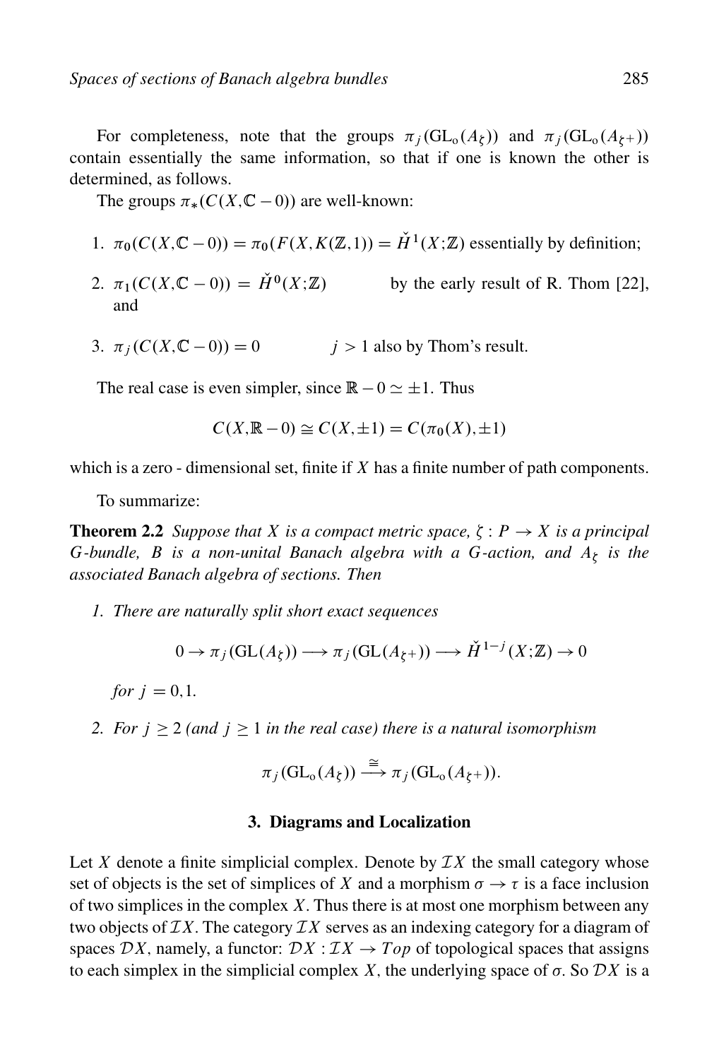For completeness, note that the groups $\pi_j(\mathrm{GL_o}(A_\zeta))$ and $\pi_j(\mathrm{GL_o}(A_{\zeta+}))$ contain essentially the same information, so that if one is known the other is determined, as follows.

The groups $\pi_*(C(X,\mathbb{C}-0))$ are well-known:

1. $\pi_0(C(X,\mathbb{C}-0)) = \pi_0(F(X,K(\mathbb{Z},1)) = \check{H}^1(X;\mathbb{Z})$ essentially by definition;
2. $\pi_1(C(X,\mathbb{C}-0)) = \check{H}^0(X;\mathbb{Z})$ by the early result of R. Thom [22], and
3. $\pi_j(C(X,\mathbb{C}-0)) = 0 \quad j > 1$ also by Thom's result.

The real case is even simpler, since $\mathbb{R}-0 \simeq \pm 1$. Thus

$$C(X,\mathbb{R}-0) \cong C(X,\pm 1) = C(\pi_0(X),\pm 1)$$

which is a zero - dimensional set, finite if $X$ has a finite number of path components.

To summarize:

**Theorem 2.2** *Suppose that $X$ is a compact metric space, $\zeta : P \to X$ is a principal $G$-bundle, $B$ is a non-unital Banach algebra with a $G$-action, and $A_\zeta$ is the associated Banach algebra of sections. Then*

1. *There are naturally split short exact sequences*

$$0 \to \pi_j(\mathrm{GL}(A_\zeta)) \longrightarrow \pi_j(\mathrm{GL}(A_{\zeta+})) \longrightarrow \check{H}^{1-j}(X;\mathbb{Z}) \to 0$$

   *for $j = 0,1$.*

2. *For $j \geq 2$ (and $j \geq 1$ in the real case) there is a natural isomorphism*

$$\pi_j(\mathrm{GL_o}(A_\zeta)) \xrightarrow{\cong} \pi_j(\mathrm{GL_o}(A_{\zeta+})).$$

## 3. Diagrams and Localization

Let $X$ denote a finite simplicial complex. Denote by $\mathcal{I}X$ the small category whose set of objects is the set of simplices of $X$ and a morphism $\sigma \to \tau$ is a face inclusion of two simplices in the complex $X$. Thus there is at most one morphism between any two objects of $\mathcal{I}X$. The category $\mathcal{I}X$ serves as an indexing category for a diagram of spaces $\mathcal{D}X$, namely, a functor: $\mathcal{D}X : \mathcal{I}X \to \mathcal{T}op$ of topological spaces that assigns to each simplex in the simplicial complex $X$, the underlying space of $\sigma$. So $\mathcal{D}X$ is a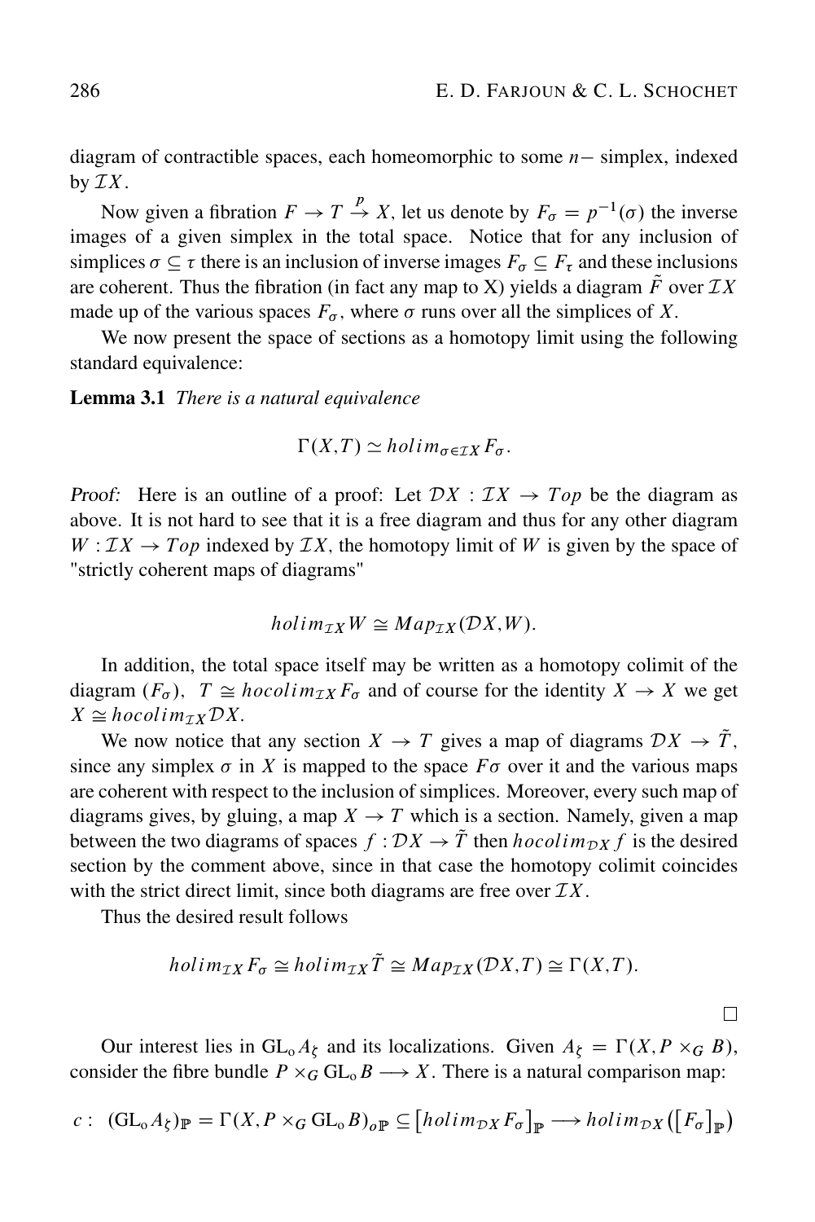diagram of contractible spaces, each homeomorphic to some $n-$ simplex, indexed by $\mathcal{I}X$.

Now given a fibration $F \to T \overset{p}{\to} X$, let us denote by $F_\sigma = p^{-1}(\sigma)$ the inverse images of a given simplex in the total space. Notice that for any inclusion of simplices $\sigma \subseteq \tau$ there is an inclusion of inverse images $F_\sigma \subseteq F_\tau$ and these inclusions are coherent. Thus the fibration (in fact any map to X) yields a diagram $\tilde{F}$ over $\mathcal{I}X$ made up of the various spaces $F_\sigma$, where $\sigma$ runs over all the simplices of $X$.

We now present the space of sections as a homotopy limit using the following standard equivalence:

**Lemma 3.1** *There is a natural equivalence*

$$\Gamma(X,T) \simeq holim_{\sigma \in \mathcal{I}X} F_\sigma.$$

*Proof:* Here is an outline of a proof: Let $\mathcal{D}X : \mathcal{I}X \to Top$ be the diagram as above. It is not hard to see that it is a free diagram and thus for any other diagram $W : \mathcal{I}X \to Top$ indexed by $\mathcal{I}X$, the homotopy limit of $W$ is given by the space of "strictly coherent maps of diagrams"

$$holim_{\mathcal{I}X} W \cong Map_{\mathcal{I}X}(\mathcal{D}X, W).$$

In addition, the total space itself may be written as a homotopy colimit of the diagram $(F_\sigma)$, $T \cong hocolim_{\mathcal{I}X} F_\sigma$ and of course for the identity $X \to X$ we get $X \cong hocolim_{\mathcal{I}X} \mathcal{D}X$.

We now notice that any section $X \to T$ gives a map of diagrams $\mathcal{D}X \to \tilde{T}$, since any simplex $\sigma$ in $X$ is mapped to the space $F\sigma$ over it and the various maps are coherent with respect to the inclusion of simplices. Moreover, every such map of diagrams gives, by gluing, a map $X \to T$ which is a section. Namely, given a map between the two diagrams of spaces $f : \mathcal{D}X \to \tilde{T}$ then $hocolim_{\mathcal{D}X} f$ is the desired section by the comment above, since in that case the homotopy colimit coincides with the strict direct limit, since both diagrams are free over $\mathcal{I}X$.

Thus the desired result follows

$$holim_{\mathcal{I}X} F_\sigma \cong holim_{\mathcal{I}X} \tilde{T} \cong Map_{\mathcal{I}X}(\mathcal{D}X, T) \cong \Gamma(X,T).$$

$\square$

Our interest lies in $\mathrm{GL}_o A_\zeta$ and its localizations. Given $A_\zeta = \Gamma(X, P \times_G B)$, consider the fibre bundle $P \times_G \mathrm{GL}_o B \longrightarrow X$. There is a natural comparison map:

$$c : \ (\mathrm{GL}_o A_\zeta)_{\mathbb{P}} = \Gamma(X, P \times_G \mathrm{GL}_o B)_{o\mathbb{P}} \subseteq \left[holim_{\mathcal{D}X} F_\sigma\right]_{\mathbb{P}} \longrightarrow holim_{\mathcal{D}X}\left(\left[F_\sigma\right]_{\mathbb{P}}\right)$$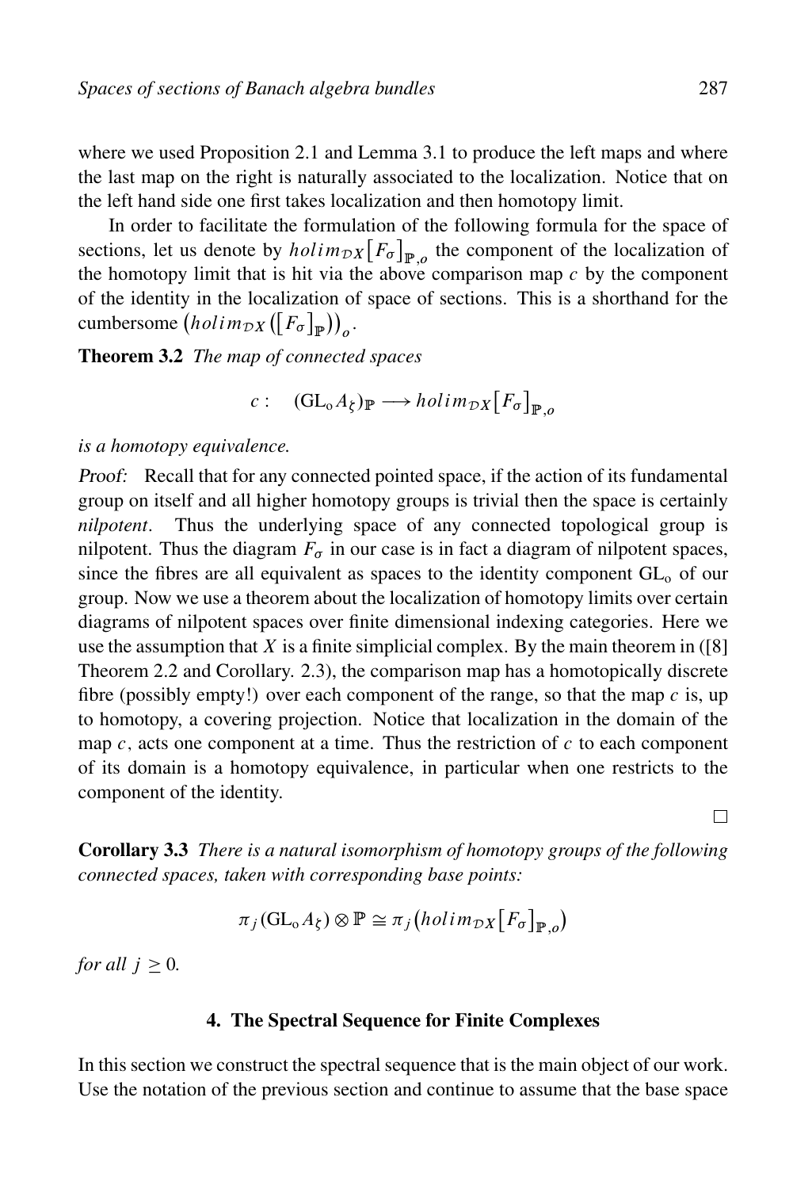where we used Proposition 2.1 and Lemma 3.1 to produce the left maps and where the last map on the right is naturally associated to the localization. Notice that on the left hand side one first takes localization and then homotopy limit.

In order to facilitate the formulation of the following formula for the space of sections, let us denote by $holim_{\mathcal{D}X}\big[F_\sigma\big]_{\mathbb{P},o}$ the component of the localization of the homotopy limit that is hit via the above comparison map $c$ by the component of the identity in the localization of space of sections. This is a shorthand for the cumbersome $\big(holim_{\mathcal{D}X}\big(\big[F_\sigma\big]_{\mathbb{P}}\big)\big)_o$.

**Theorem 3.2** *The map of connected spaces*

$$c: \quad (\mathrm{GL_o}\, A_\zeta)_{\mathbb{P}} \longrightarrow holim_{\mathcal{D}X}\big[F_\sigma\big]_{\mathbb{P},o}$$

*is a homotopy equivalence.*

*Proof:* Recall that for any connected pointed space, if the action of its fundamental group on itself and all higher homotopy groups is trivial then the space is certainly *nilpotent*. Thus the underlying space of any connected topological group is nilpotent. Thus the diagram $F_\sigma$ in our case is in fact a diagram of nilpotent spaces, since the fibres are all equivalent as spaces to the identity component $\mathrm{GL_o}$ of our group. Now we use a theorem about the localization of homotopy limits over certain diagrams of nilpotent spaces over finite dimensional indexing categories. Here we use the assumption that $X$ is a finite simplicial complex. By the main theorem in ([8] Theorem 2.2 and Corollary. 2.3), the comparison map has a homotopically discrete fibre (possibly empty!) over each component of the range, so that the map $c$ is, up to homotopy, a covering projection. Notice that localization in the domain of the map $c$, acts one component at a time. Thus the restriction of $c$ to each component of its domain is a homotopy equivalence, in particular when one restricts to the component of the identity.

□

**Corollary 3.3** *There is a natural isomorphism of homotopy groups of the following connected spaces, taken with corresponding base points:*

$$\pi_j(\mathrm{GL_o}\, A_\zeta) \otimes \mathbb{P} \cong \pi_j\big(holim_{\mathcal{D}X}\big[F_\sigma\big]_{\mathbb{P},o}\big)$$

*for all $j \geq 0$.*

## 4. The Spectral Sequence for Finite Complexes

In this section we construct the spectral sequence that is the main object of our work. Use the notation of the previous section and continue to assume that the base space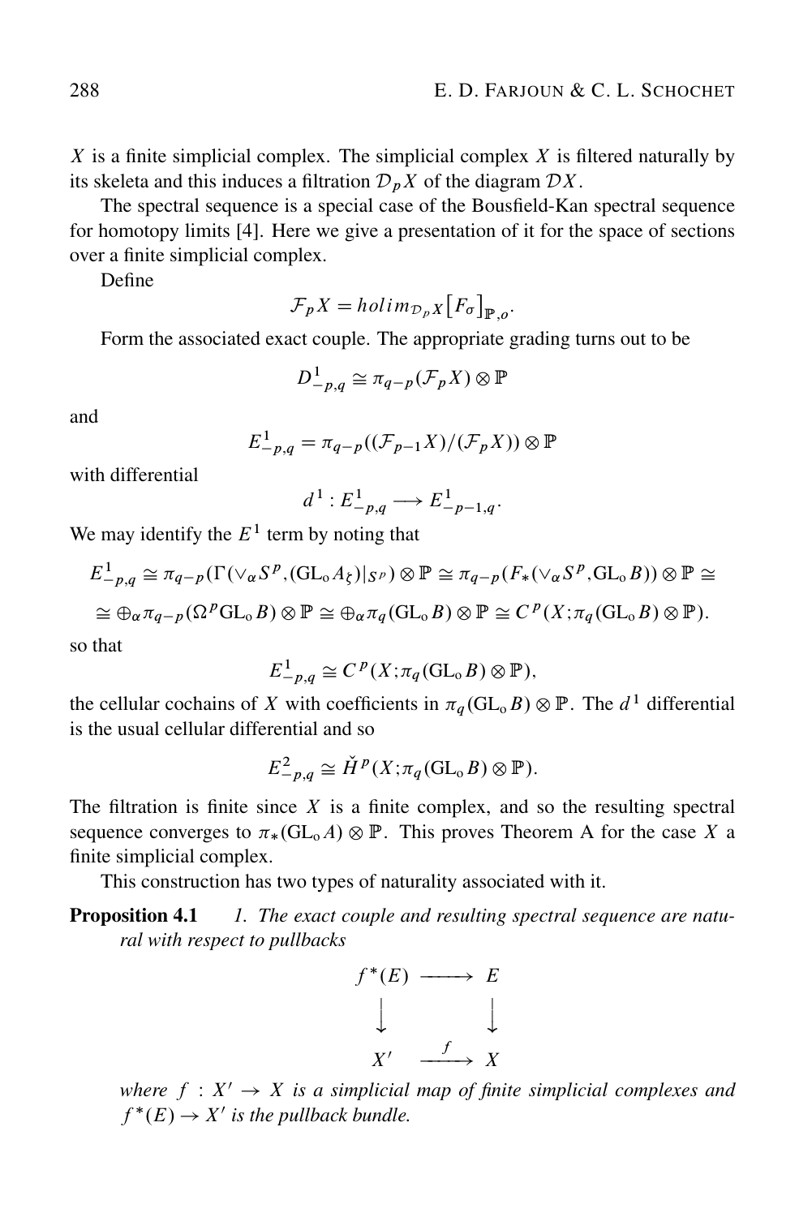$X$ is a finite simplicial complex. The simplicial complex $X$ is filtered naturally by its skeleta and this induces a filtration $\mathcal{D}_p X$ of the diagram $\mathcal{D}X$.

The spectral sequence is a special case of the Bousfield-Kan spectral sequence for homotopy limits [4]. Here we give a presentation of it for the space of sections over a finite simplicial complex.

Define

$$\mathcal{F}_p X = holim_{\mathcal{D}_p X}\big[F_\sigma\big]_{\mathbb{P},o}.$$

Form the associated exact couple. The appropriate grading turns out to be

$$D^1_{-p,q} \cong \pi_{q-p}(\mathcal{F}_p X) \otimes \mathbb{P}$$

and

$$E^1_{-p,q} = \pi_{q-p}((\mathcal{F}_{p-1} X)/(\mathcal{F}_p X)) \otimes \mathbb{P}$$

with differential

$$d^1 : E^1_{-p,q} \longrightarrow E^1_{-p-1,q}.$$

We may identify the $E^1$ term by noting that

$$E^1_{-p,q} \cong \pi_{q-p}(\Gamma(\vee_\alpha S^p, (\mathrm{GL_o} A_\zeta)|_{S^p}) \otimes \mathbb{P} \cong \pi_{q-p}(F_*(\vee_\alpha S^p, \mathrm{GL_o} B)) \otimes \mathbb{P} \cong$$

$$\cong \oplus_\alpha \pi_{q-p}(\Omega^p \mathrm{GL_o} B) \otimes \mathbb{P} \cong \oplus_\alpha \pi_q(\mathrm{GL_o} B) \otimes \mathbb{P} \cong C^p(X; \pi_q(\mathrm{GL_o} B) \otimes \mathbb{P}).$$

so that

$$E^1_{-p,q} \cong C^p(X; \pi_q(\mathrm{GL_o} B) \otimes \mathbb{P}),$$

the cellular cochains of $X$ with coefficients in $\pi_q(\mathrm{GL_o} B) \otimes \mathbb{P}$. The $d^1$ differential is the usual cellular differential and so

$$E^2_{-p,q} \cong \check{H}^p(X; \pi_q(\mathrm{GL_o} B) \otimes \mathbb{P}).$$

The filtration is finite since $X$ is a finite complex, and so the resulting spectral sequence converges to $\pi_*(\mathrm{GL_o} A) \otimes \mathbb{P}$. This proves Theorem A for the case $X$ a finite simplicial complex.

This construction has two types of naturality associated with it.

**Proposition 4.1** *1. The exact couple and resulting spectral sequence are natural with respect to pullbacks*

$$\begin{array}{ccc} f^*(E) & \longrightarrow & E \\ \downarrow & & \downarrow \\ X' & \xrightarrow{f} & X \end{array}$$

*where $f : X' \to X$ is a simplicial map of finite simplicial complexes and $f^*(E) \to X'$ is the pullback bundle.*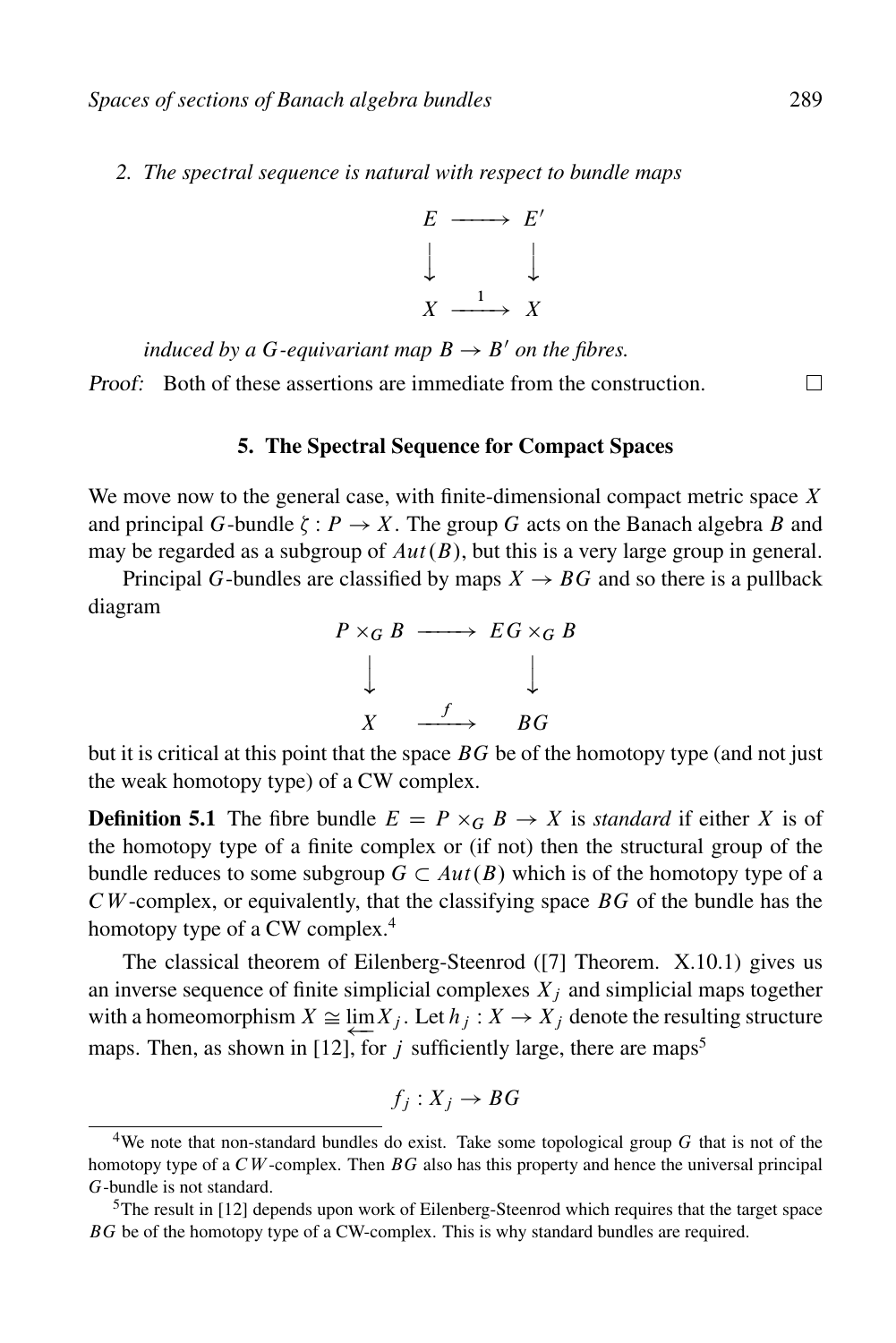2. *The spectral sequence is natural with respect to bundle maps*

$$\begin{array}{ccc} E & \longrightarrow & E' \\ \downarrow & & \downarrow \\ X & \xrightarrow{1} & X \end{array}$$

*induced by a $G$-equivariant map $B \to B'$ on the fibres.*

*Proof:* Both of these assertions are immediate from the construction. □

### 5. The Spectral Sequence for Compact Spaces

We move now to the general case, with finite-dimensional compact metric space $X$ and principal $G$-bundle $\zeta : P \to X$. The group $G$ acts on the Banach algebra $B$ and may be regarded as a subgroup of $Aut(B)$, but this is a very large group in general.

Principal $G$-bundles are classified by maps $X \to BG$ and so there is a pullback diagram

$$\begin{array}{ccc} P \times_G B & \longrightarrow & EG \times_G B \\ \downarrow & & \downarrow \\ X & \xrightarrow{f} & BG \end{array}$$

but it is critical at this point that the space $BG$ be of the homotopy type (and not just the weak homotopy type) of a CW complex.

**Definition 5.1** The fibre bundle $E = P \times_G B \to X$ is *standard* if either $X$ is of the homotopy type of a finite complex or (if not) then the structural group of the bundle reduces to some subgroup $G \subset Aut(B)$ which is of the homotopy type of a $CW$-complex, or equivalently, that the classifying space $BG$ of the bundle has the homotopy type of a CW complex.[4]

The classical theorem of Eilenberg-Steenrod ([7] Theorem. X.10.1) gives us an inverse sequence of finite simplicial complexes $X_j$ and simplicial maps together with a homeomorphism $X \cong \varprojlim X_j$. Let $h_j : X \to X_j$ denote the resulting structure maps. Then, as shown in [12], for $j$ sufficiently large, there are maps[5]

$$f_j : X_j \to BG$$

---

[4] We note that non-standard bundles do exist. Take some topological group $G$ that is not of the homotopy type of a $CW$-complex. Then $BG$ also has this property and hence the universal principal $G$-bundle is not standard.

[5] The result in [12] depends upon work of Eilenberg-Steenrod which requires that the target space $BG$ be of the homotopy type of a CW-complex. This is why standard bundles are required.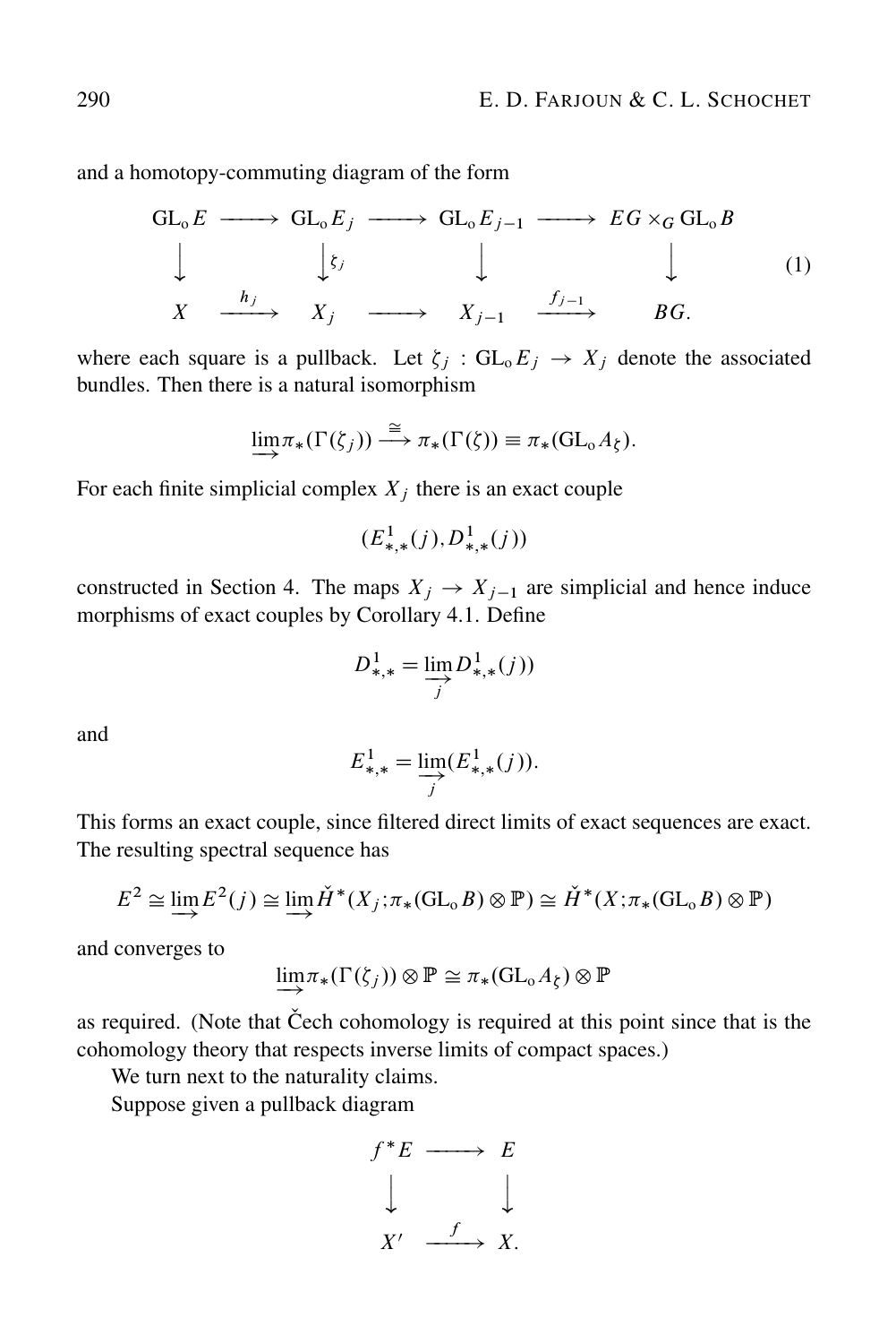and a homotopy-commuting diagram of the form

$$
\begin{array}{ccccccc}
\mathrm{GL}_{\mathrm{o}}E & \longrightarrow & \mathrm{GL}_{\mathrm{o}}E_j & \longrightarrow & \mathrm{GL}_{\mathrm{o}}E_{j-1} & \longrightarrow & EG \times_G \mathrm{GL}_{\mathrm{o}}B \\
\big\downarrow & & \big\downarrow{\scriptstyle \zeta_j} & & \big\downarrow & & \big\downarrow \\
X & \xrightarrow{h_j} & X_j & \longrightarrow & X_{j-1} & \xrightarrow{f_{j-1}} & BG.
\end{array}
\tag{1}
$$

where each square is a pullback. Let $\zeta_j : \mathrm{GL}_{\mathrm{o}}E_j \to X_j$ denote the associated bundles. Then there is a natural isomorphism

$$\varinjlim \pi_*(\Gamma(\zeta_j)) \xrightarrow{\cong} \pi_*(\Gamma(\zeta)) \equiv \pi_*(\mathrm{GL}_{\mathrm{o}}A_\zeta).$$

For each finite simplicial complex $X_j$ there is an exact couple

$$(E^1_{*,*}(j), D^1_{*,*}(j))$$

constructed in Section 4. The maps $X_j \to X_{j-1}$ are simplicial and hence induce morphisms of exact couples by Corollary 4.1. Define

$$D^1_{*,*} = \varinjlim_j D^1_{*,*}(j))$$

and

$$E^1_{*,*} = \varinjlim_j (E^1_{*,*}(j)).$$

This forms an exact couple, since filtered direct limits of exact sequences are exact. The resulting spectral sequence has

$$E^2 \cong \varinjlim E^2(j) \cong \varinjlim \check{H}^*(X_j; \pi_*(\mathrm{GL}_{\mathrm{o}}B) \otimes \mathbb{P}) \cong \check{H}^*(X; \pi_*(\mathrm{GL}_{\mathrm{o}}B) \otimes \mathbb{P})$$

and converges to

$$\varinjlim \pi_*(\Gamma(\zeta_j)) \otimes \mathbb{P} \cong \pi_*(\mathrm{GL}_{\mathrm{o}}A_\zeta) \otimes \mathbb{P}$$

as required. (Note that Čech cohomology is required at this point since that is the cohomology theory that respects inverse limits of compact spaces.)

We turn next to the naturality claims.

Suppose given a pullback diagram

$$
\begin{array}{ccc}
f^*E & \longrightarrow & E \\
\big\downarrow & & \big\downarrow \\
X' & \xrightarrow{f} & X.
\end{array}
$$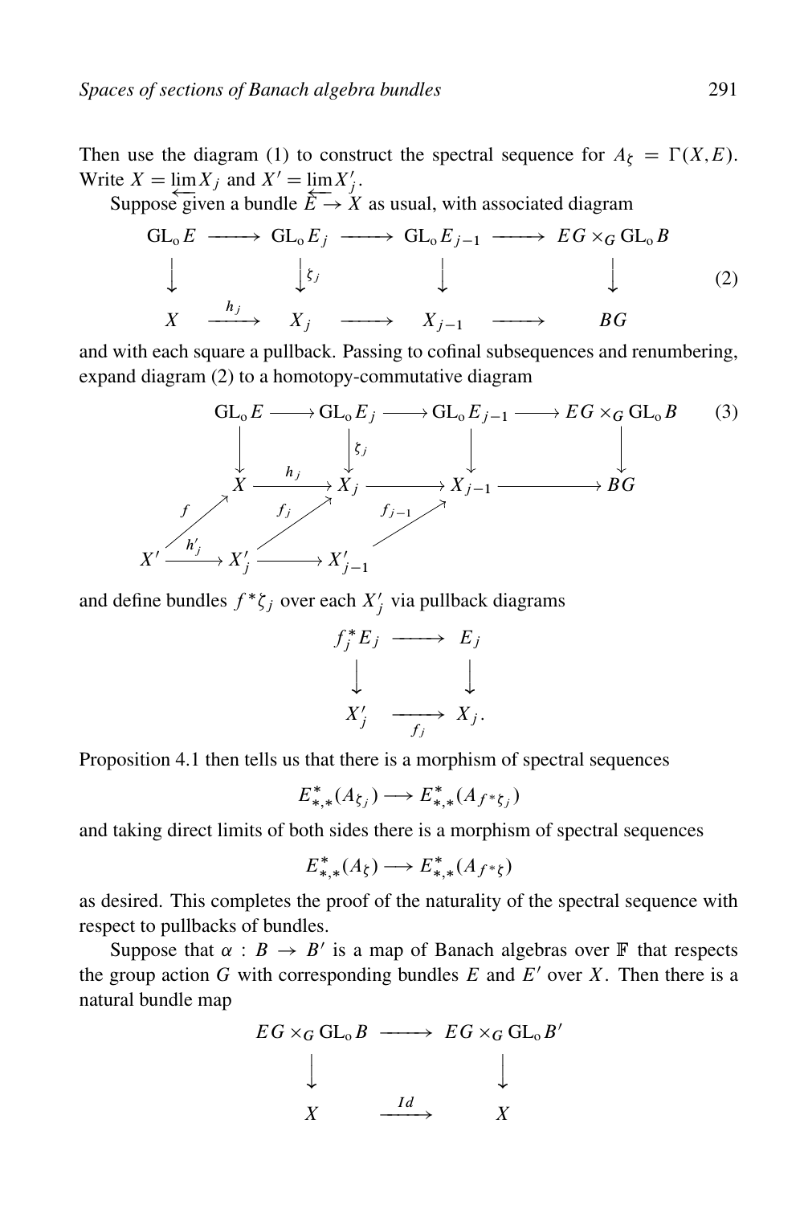Then use the diagram (1) to construct the spectral sequence for $A_\zeta = \Gamma(X, E)$. Write $X = \varprojlim X_j$ and $X' = \varprojlim X'_j$.

Suppose given a bundle $E \to X$ as usual, with associated diagram

$$
\begin{array}{ccccccc}
\mathrm{GL_o}\, E & \longrightarrow & \mathrm{GL_o}\, E_j & \longrightarrow & \mathrm{GL_o}\, E_{j-1} & \longrightarrow & EG \times_G \mathrm{GL_o}\, B \\
\downarrow & & \downarrow{\scriptstyle \zeta_j} & & \downarrow & & \downarrow \\
X & \xrightarrow{h_j} & X_j & \longrightarrow & X_{j-1} & \longrightarrow & BG
\end{array} \tag{2}
$$

and with each square a pullback. Passing to cofinal subsequences and renumbering, expand diagram (2) to a homotopy-commutative diagram

$$
\begin{array}{ccccccccc}
& & \mathrm{GL_o}\, E & \longrightarrow & \mathrm{GL_o}\, E_j & \longrightarrow & \mathrm{GL_o}\, E_{j-1} & \longrightarrow & EG \times_G \mathrm{GL_o}\, B \\
& & \downarrow & & \downarrow{\scriptstyle \zeta_j} & & \downarrow & & \downarrow \\
& & X & \xrightarrow{h_j} & X_j & \longrightarrow & X_{j-1} & \longrightarrow & BG \\
& \nearrow^{f} & & \nearrow^{f_j} & & \nearrow^{f_{j-1}} & & & \\
X' & \xrightarrow{h'_j} & X'_j & \longrightarrow & X'_{j-1} & & & &
\end{array} \tag{3}
$$

and define bundles $f^*\zeta_j$ over each $X'_j$ via pullback diagrams

$$
\begin{array}{ccc}
f_j^* E_j & \longrightarrow & E_j \\
\downarrow & & \downarrow \\
X'_j & \xrightarrow[f_j]{} & X_j .
\end{array}
$$

Proposition 4.1 then tells us that there is a morphism of spectral sequences

$$
E^*_{*,*}(A_{\zeta_j}) \longrightarrow E^*_{*,*}(A_{f^*\zeta_j})
$$

and taking direct limits of both sides there is a morphism of spectral sequences

$$
E^*_{*,*}(A_\zeta) \longrightarrow E^*_{*,*}(A_{f^*\zeta})
$$

as desired. This completes the proof of the naturality of the spectral sequence with respect to pullbacks of bundles.

Suppose that $\alpha : B \to B'$ is a map of Banach algebras over $\mathbb{F}$ that respects the group action $G$ with corresponding bundles $E$ and $E'$ over $X$. Then there is a natural bundle map

$$
\begin{array}{ccc}
EG \times_G \mathrm{GL_o}\, B & \longrightarrow & EG \times_G \mathrm{GL_o}\, B' \\
\downarrow & & \downarrow \\
X & \xrightarrow{Id} & X
\end{array}
$$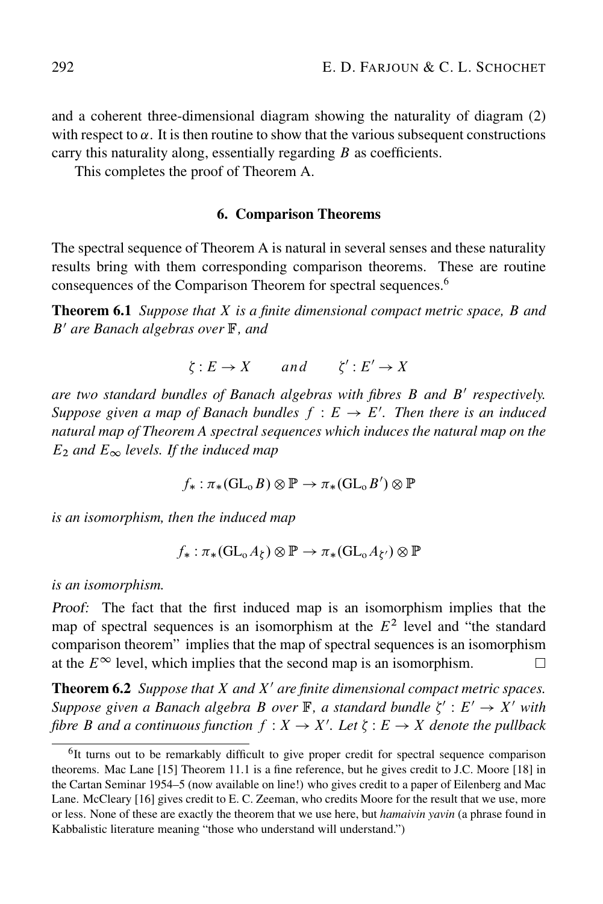and a coherent three-dimensional diagram showing the naturality of diagram (2) with respect to $\alpha$. It is then routine to show that the various subsequent constructions carry this naturality along, essentially regarding $B$ as coefficients.

This completes the proof of Theorem A.

## 6. Comparison Theorems

The spectral sequence of Theorem A is natural in several senses and these naturality results bring with them corresponding comparison theorems. These are routine consequences of the Comparison Theorem for spectral sequences.[6]

**Theorem 6.1** *Suppose that $X$ is a finite dimensional compact metric space, $B$ and $B'$ are Banach algebras over $\mathbb{F}$, and*

$$\zeta : E \to X \qquad and \qquad \zeta' : E' \to X$$

*are two standard bundles of Banach algebras with fibres $B$ and $B'$ respectively. Suppose given a map of Banach bundles $f : E \to E'$. Then there is an induced natural map of Theorem A spectral sequences which induces the natural map on the $E_2$ and $E_\infty$ levels. If the induced map*

$$f_* : \pi_*(\mathrm{GL_o}\, B) \otimes \mathbb{P} \to \pi_*(\mathrm{GL_o}\, B') \otimes \mathbb{P}$$

*is an isomorphism, then the induced map*

$$f_* : \pi_*(\mathrm{GL_o}\, A_\zeta) \otimes \mathbb{P} \to \pi_*(\mathrm{GL_o}\, A_{\zeta'}) \otimes \mathbb{P}$$

*is an isomorphism.*

*Proof:* The fact that the first induced map is an isomorphism implies that the map of spectral sequences is an isomorphism at the $E^2$ level and "the standard comparison theorem" implies that the map of spectral sequences is an isomorphism at the $E^\infty$ level, which implies that the second map is an isomorphism. $\square$

**Theorem 6.2** *Suppose that $X$ and $X'$ are finite dimensional compact metric spaces. Suppose given a Banach algebra $B$ over $\mathbb{F}$, a standard bundle $\zeta' : E' \to X'$ with fibre $B$ and a continuous function $f : X \to X'$. Let $\zeta : E \to X$ denote the pullback*

---

[6] It turns out to be remarkably difficult to give proper credit for spectral sequence comparison theorems. Mac Lane [15] Theorem 11.1 is a fine reference, but he gives credit to J.C. Moore [18] in the Cartan Seminar 1954–5 (now available on line!) who gives credit to a paper of Eilenberg and Mac Lane. McCleary [16] gives credit to E. C. Zeeman, who credits Moore for the result that we use, more or less. None of these are exactly the theorem that we use here, but *hamaivin yavin* (a phrase found in Kabbalistic literature meaning "those who understand will understand.")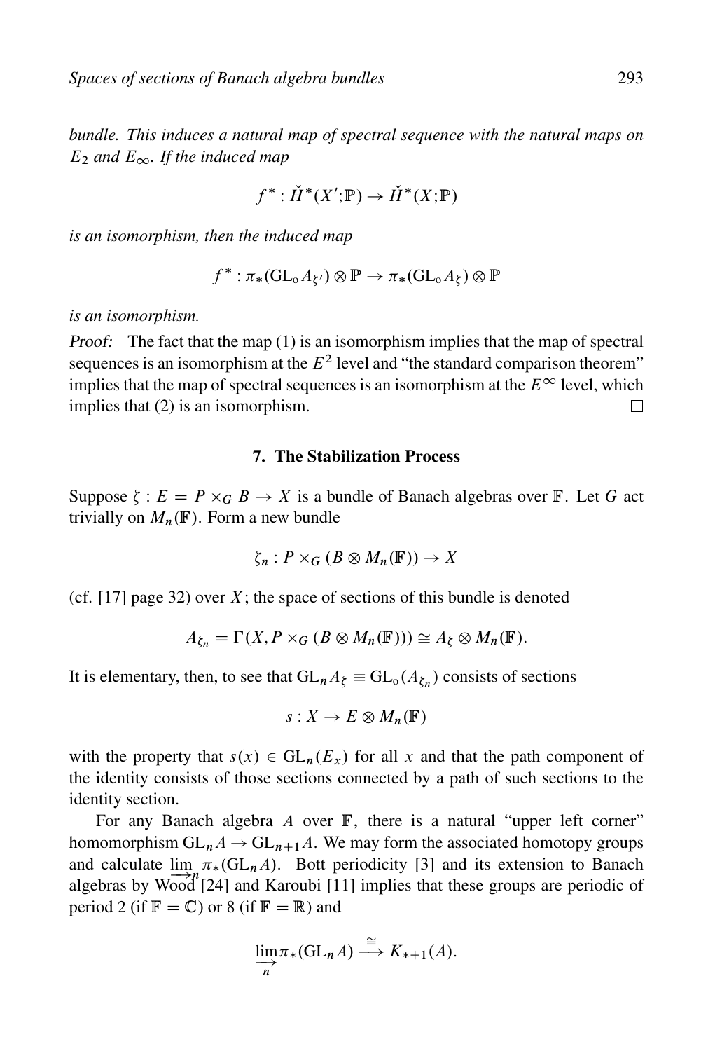*bundle. This induces a natural map of spectral sequence with the natural maps on $E_2$ and $E_\infty$. If the induced map*

$$f^* : \check{H}^*(X';\mathbb{P}) \to \check{H}^*(X;\mathbb{P})$$

*is an isomorphism, then the induced map*

$$f^* : \pi_*(\mathrm{GL}_o A_{\zeta'}) \otimes \mathbb{P} \to \pi_*(\mathrm{GL}_o A_\zeta) \otimes \mathbb{P}$$

*is an isomorphism.*

*Proof:* The fact that the map (1) is an isomorphism implies that the map of spectral sequences is an isomorphism at the $E^2$ level and "the standard comparison theorem" implies that the map of spectral sequences is an isomorphism at the $E^\infty$ level, which implies that (2) is an isomorphism. □

## 7. The Stabilization Process

Suppose $\zeta : E = P \times_G B \to X$ is a bundle of Banach algebras over $\mathbb{F}$. Let $G$ act trivially on $M_n(\mathbb{F})$. Form a new bundle

$$\zeta_n : P \times_G (B \otimes M_n(\mathbb{F})) \to X$$

(cf. [17] page 32) over $X$; the space of sections of this bundle is denoted

$$A_{\zeta_n} = \Gamma(X, P \times_G (B \otimes M_n(\mathbb{F}))) \cong A_\zeta \otimes M_n(\mathbb{F}).$$

It is elementary, then, to see that $\mathrm{GL}_n A_\zeta \equiv \mathrm{GL}_o(A_{\zeta_n})$ consists of sections

$$s : X \to E \otimes M_n(\mathbb{F})$$

with the property that $s(x) \in \mathrm{GL}_n(E_x)$ for all $x$ and that the path component of the identity consists of those sections connected by a path of such sections to the identity section.

For any Banach algebra $A$ over $\mathbb{F}$, there is a natural "upper left corner" homomorphism $\mathrm{GL}_n A \to \mathrm{GL}_{n+1} A$. We may form the associated homotopy groups and calculate $\varinjlim_n \pi_*(\mathrm{GL}_n A)$. Bott periodicity [3] and its extension to Banach algebras by Wood [24] and Karoubi [11] implies that these groups are periodic of period 2 (if $\mathbb{F} = \mathbb{C}$) or 8 (if $\mathbb{F} = \mathbb{R}$) and

$$\varinjlim_n \pi_*(\mathrm{GL}_n A) \xrightarrow{\cong} K_{*+1}(A).$$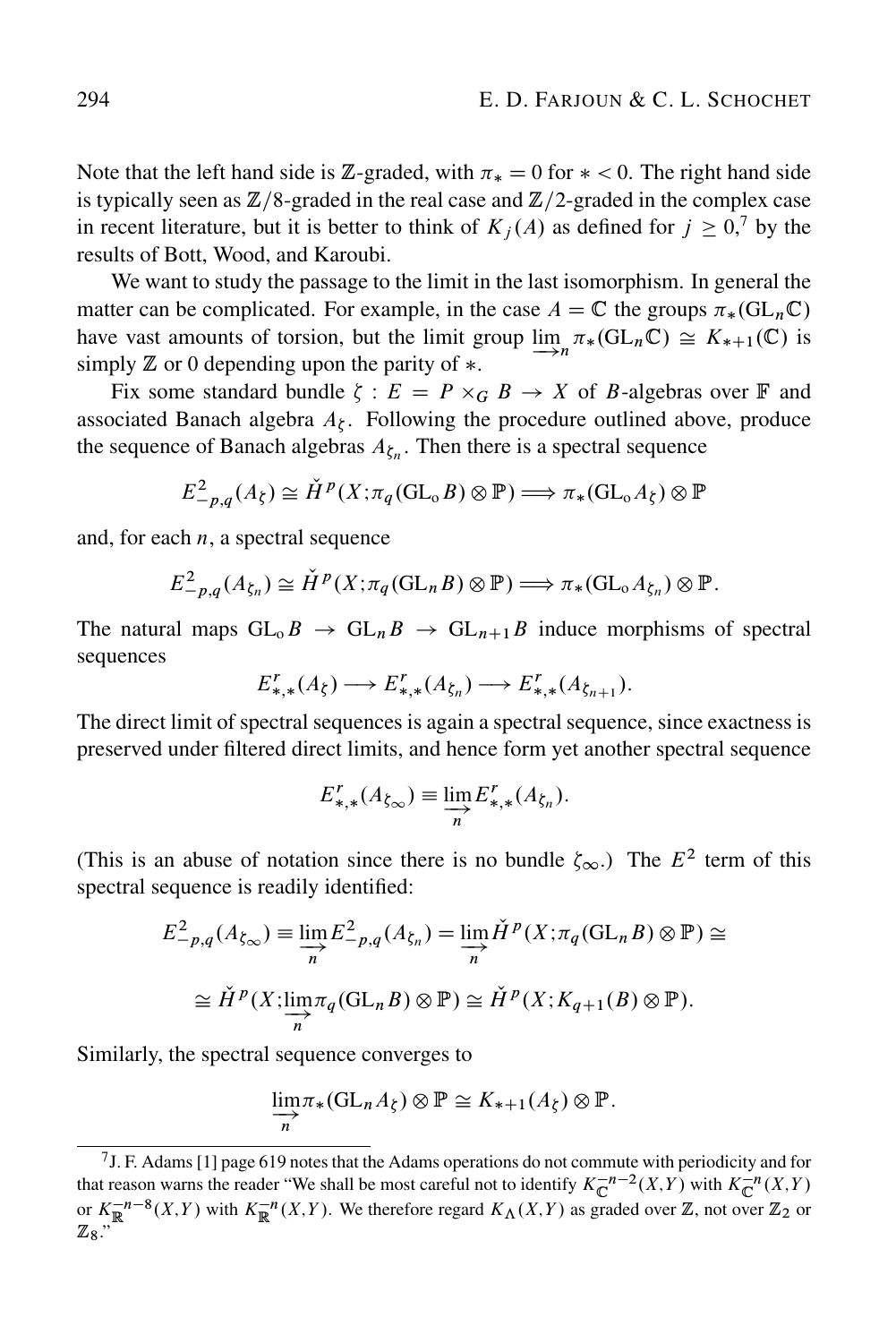Note that the left hand side is $\mathbb{Z}$-graded, with $\pi_* = 0$ for $* < 0$. The right hand side is typically seen as $\mathbb{Z}/8$-graded in the real case and $\mathbb{Z}/2$-graded in the complex case in recent literature, but it is better to think of $K_j(A)$ as defined for $j \geq 0$,[7] by the results of Bott, Wood, and Karoubi.

We want to study the passage to the limit in the last isomorphism. In general the matter can be complicated. For example, in the case $A = \mathbb{C}$ the groups $\pi_*(\mathrm{GL}_n\mathbb{C})$ have vast amounts of torsion, but the limit group $\varinjlim_n \pi_*(\mathrm{GL}_n\mathbb{C}) \cong K_{*+1}(\mathbb{C})$ is simply $\mathbb{Z}$ or 0 depending upon the parity of $*$.

Fix some standard bundle $\zeta : E = P \times_G B \to X$ of $B$-algebras over $\mathbb{F}$ and associated Banach algebra $A_\zeta$. Following the procedure outlined above, produce the sequence of Banach algebras $A_{\zeta_n}$. Then there is a spectral sequence

$$E^2_{-p,q}(A_\zeta) \cong \check{H}^p(X; \pi_q(\mathrm{GL_o} B) \otimes \mathbb{P}) \Longrightarrow \pi_*(\mathrm{GL_o} A_\zeta) \otimes \mathbb{P}$$

and, for each $n$, a spectral sequence

$$E^2_{-p,q}(A_{\zeta_n}) \cong \check{H}^p(X; \pi_q(\mathrm{GL}_n B) \otimes \mathbb{P}) \Longrightarrow \pi_*(\mathrm{GL_o} A_{\zeta_n}) \otimes \mathbb{P}.$$

The natural maps $\mathrm{GL_o} B \to \mathrm{GL}_n B \to \mathrm{GL}_{n+1} B$ induce morphisms of spectral sequences

$$E^r_{*,*}(A_\zeta) \longrightarrow E^r_{*,*}(A_{\zeta_n}) \longrightarrow E^r_{*,*}(A_{\zeta_{n+1}}).$$

The direct limit of spectral sequences is again a spectral sequence, since exactness is preserved under filtered direct limits, and hence form yet another spectral sequence

$$E^r_{*,*}(A_{\zeta_\infty}) \equiv \varinjlim_n E^r_{*,*}(A_{\zeta_n}).$$

(This is an abuse of notation since there is no bundle $\zeta_\infty$.) The $E^2$ term of this spectral sequence is readily identified:

$$E^2_{-p,q}(A_{\zeta_\infty}) \equiv \varinjlim_n E^2_{-p,q}(A_{\zeta_n}) = \varinjlim_n \check{H}^p(X; \pi_q(\mathrm{GL}_n B) \otimes \mathbb{P}) \cong$$

$$\cong \check{H}^p(X; \varinjlim_n \pi_q(\mathrm{GL}_n B) \otimes \mathbb{P}) \cong \check{H}^p(X; K_{q+1}(B) \otimes \mathbb{P}).$$

Similarly, the spectral sequence converges to

$$\varinjlim_n \pi_*(\mathrm{GL}_n A_\zeta) \otimes \mathbb{P} \cong K_{*+1}(A_\zeta) \otimes \mathbb{P}.$$

---

[7] J. F. Adams [1] page 619 notes that the Adams operations do not commute with periodicity and for that reason warns the reader "We shall be most careful not to identify $K_{\mathbb{C}}^{-n-2}(X,Y)$ with $K_{\mathbb{C}}^{-n}(X,Y)$ or $K_{\mathbb{R}}^{-n-8}(X,Y)$ with $K_{\mathbb{R}}^{-n}(X,Y)$. We therefore regard $K_\Lambda(X,Y)$ as graded over $\mathbb{Z}$, not over $\mathbb{Z}_2$ or $\mathbb{Z}_8$."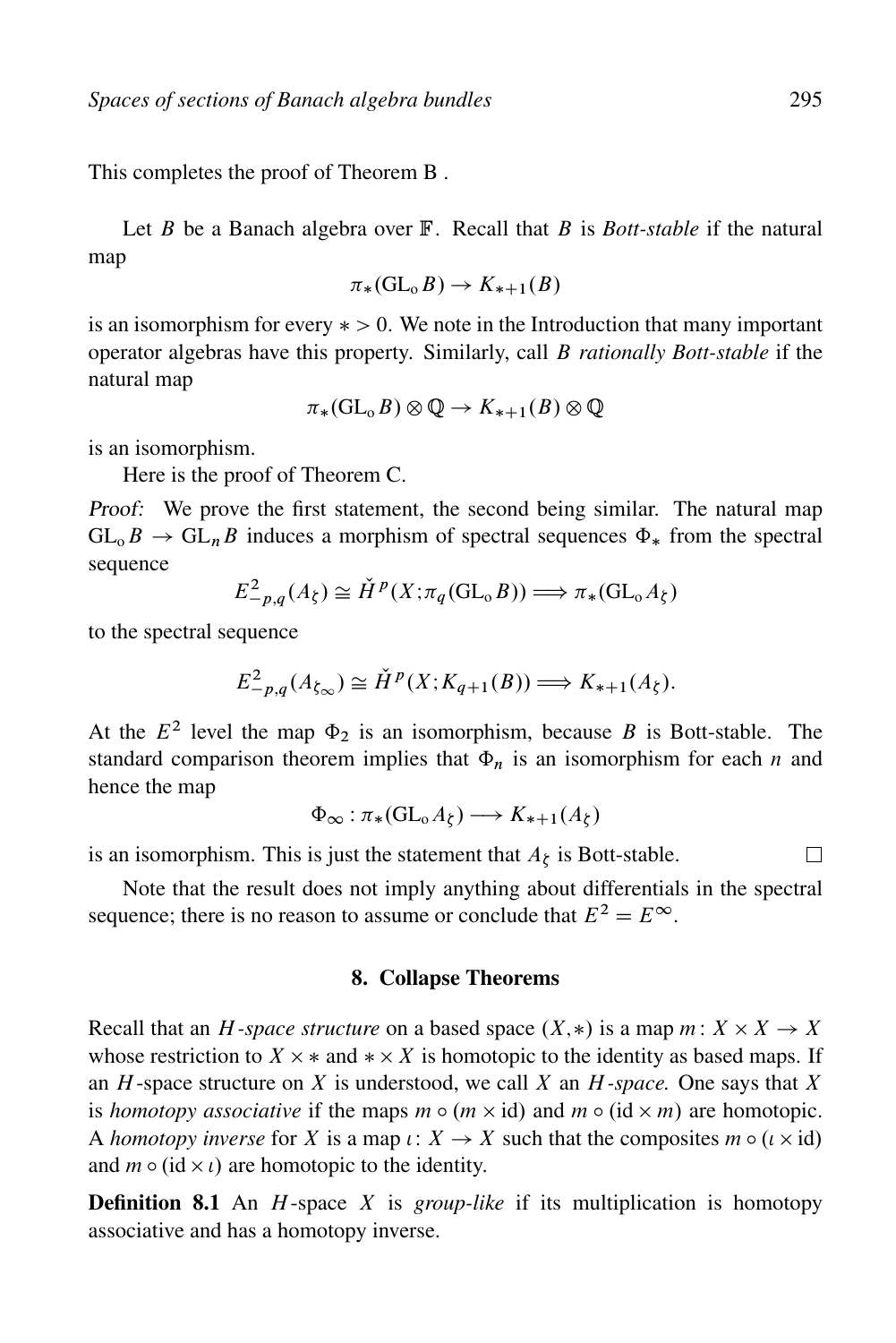This completes the proof of Theorem B .

Let $B$ be a Banach algebra over $\mathbb{F}$. Recall that $B$ is *Bott-stable* if the natural map

$$\pi_*(\mathrm{GL}_o B) \to K_{*+1}(B)$$

is an isomorphism for every $* > 0$. We note in the Introduction that many important operator algebras have this property. Similarly, call $B$ *rationally Bott-stable* if the natural map

$$\pi_*(\mathrm{GL}_o B) \otimes \mathbb{Q} \to K_{*+1}(B) \otimes \mathbb{Q}$$

is an isomorphism.

Here is the proof of Theorem C.

*Proof:* We prove the first statement, the second being similar. The natural map $\mathrm{GL}_o B \to \mathrm{GL}_n B$ induces a morphism of spectral sequences $\Phi_*$ from the spectral sequence

$$E^2_{-p,q}(A_\zeta) \cong \check{H}^p(X; \pi_q(\mathrm{GL}_o B)) \Longrightarrow \pi_*(\mathrm{GL}_o A_\zeta)$$

to the spectral sequence

$$E^2_{-p,q}(A_{\zeta_\infty}) \cong \check{H}^p(X; K_{q+1}(B)) \Longrightarrow K_{*+1}(A_\zeta).$$

At the $E^2$ level the map $\Phi_2$ is an isomorphism, because $B$ is Bott-stable. The standard comparison theorem implies that $\Phi_n$ is an isomorphism for each $n$ and hence the map

$$\Phi_\infty : \pi_*(\mathrm{GL}_o A_\zeta) \longrightarrow K_{*+1}(A_\zeta)$$

is an isomorphism. This is just the statement that $A_\zeta$ is Bott-stable. □

Note that the result does not imply anything about differentials in the spectral sequence; there is no reason to assume or conclude that $E^2 = E^\infty$.

## 8. Collapse Theorems

Recall that an *$H$-space structure* on a based space $(X, *)$ is a map $m : X \times X \to X$ whose restriction to $X \times *$ and $* \times X$ is homotopic to the identity as based maps. If an $H$-space structure on $X$ is understood, we call $X$ an *$H$-space.* One says that $X$ is *homotopy associative* if the maps $m \circ (m \times \mathrm{id})$ and $m \circ (\mathrm{id} \times m)$ are homotopic. A *homotopy inverse* for $X$ is a map $\iota : X \to X$ such that the composites $m \circ (\iota \times \mathrm{id})$ and $m \circ (\mathrm{id} \times \iota)$ are homotopic to the identity.

**Definition 8.1** An $H$-space $X$ is *group-like* if its multiplication is homotopy associative and has a homotopy inverse.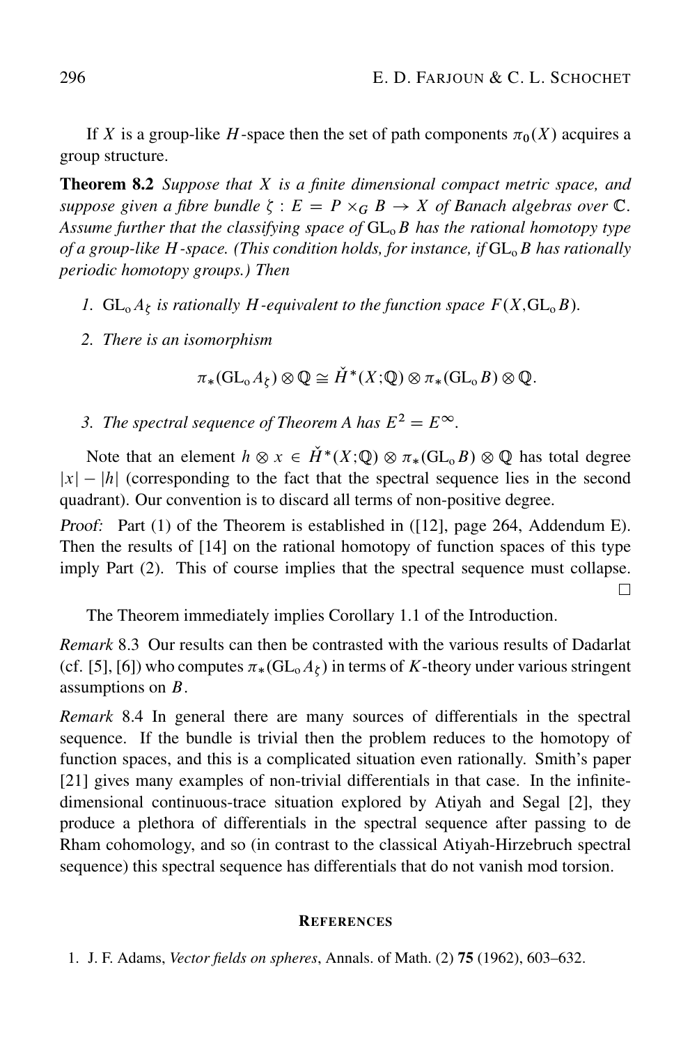If $X$ is a group-like $H$-space then the set of path components $\pi_0(X)$ acquires a group structure.

**Theorem 8.2** *Suppose that $X$ is a finite dimensional compact metric space, and suppose given a fibre bundle $\zeta : E = P \times_G B \to X$ of Banach algebras over $\mathbb{C}$. Assume further that the classifying space of $\mathrm{GL_o}\,B$ has the rational homotopy type of a group-like $H$-space. (This condition holds, for instance, if $\mathrm{GL_o}\,B$ has rationally periodic homotopy groups.) Then*

1. *$\mathrm{GL_o}\,A_\zeta$ is rationally $H$-equivalent to the function space $F(X, \mathrm{GL_o}\,B)$.*
2. *There is an isomorphism*

$$\pi_*(\mathrm{GL_o}\,A_\zeta) \otimes \mathbb{Q} \cong \check{H}^*(X;\mathbb{Q}) \otimes \pi_*(\mathrm{GL_o}\,B) \otimes \mathbb{Q}.$$

3. *The spectral sequence of Theorem A has $E^2 = E^\infty$.*

Note that an element $h \otimes x \in \check{H}^*(X;\mathbb{Q}) \otimes \pi_*(\mathrm{GL_o}\,B) \otimes \mathbb{Q}$ has total degree $|x| - |h|$ (corresponding to the fact that the spectral sequence lies in the second quadrant). Our convention is to discard all terms of non-positive degree.

*Proof:* Part (1) of the Theorem is established in ([12], page 264, Addendum E). Then the results of [14] on the rational homotopy of function spaces of this type imply Part (2). This of course implies that the spectral sequence must collapse. □

The Theorem immediately implies Corollary 1.1 of the Introduction.

*Remark* 8.3 Our results can then be contrasted with the various results of Dadarlat (cf. [5], [6]) who computes $\pi_*(\mathrm{GL_o}\,A_\zeta)$ in terms of $K$-theory under various stringent assumptions on $B$.

*Remark* 8.4 In general there are many sources of differentials in the spectral sequence. If the bundle is trivial then the problem reduces to the homotopy of function spaces, and this is a complicated situation even rationally. Smith's paper [21] gives many examples of non-trivial differentials in that case. In the infinite-dimensional continuous-trace situation explored by Atiyah and Segal [2], they produce a plethora of differentials in the spectral sequence after passing to de Rham cohomology, and so (in contrast to the classical Atiyah-Hirzebruch spectral sequence) this spectral sequence has differentials that do not vanish mod torsion.

## References

1. J. F. Adams, *Vector fields on spheres*, Annals. of Math. (2) **75** (1962), 603–632.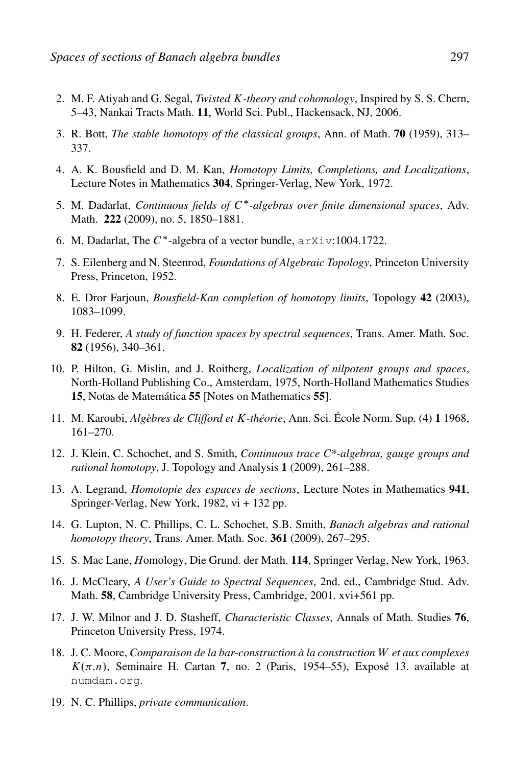2. M. F. Atiyah and G. Segal, *Twisted $K$-theory and cohomology*, Inspired by S. S. Chern, 5–43, Nankai Tracts Math. **11**, World Sci. Publ., Hackensack, NJ, 2006.

3. R. Bott, *The stable homotopy of the classical groups*, Ann. of Math. **70** (1959), 313–337.

4. A. K. Bousfield and D. M. Kan, *Homotopy Limits, Completions, and Localizations*, Lecture Notes in Mathematics **304**, Springer-Verlag, New York, 1972.

5. M. Dadarlat, *Continuous fields of $C^*$-algebras over finite dimensional spaces*, Adv. Math. **222** (2009), no. 5, 1850–1881.

6. M. Dadarlat, The $C^*$-algebra of a vector bundle, `arXiv`:1004.1722.

7. S. Eilenberg and N. Steenrod, *Foundations of Algebraic Topology*, Princeton University Press, Princeton, 1952.

8. E. Dror Farjoun, *Bousfield-Kan completion of homotopy limits*, Topology **42** (2003), 1083–1099.

9. H. Federer, *A study of function spaces by spectral sequences*, Trans. Amer. Math. Soc. **82** (1956), 340–361.

10. P. Hilton, G. Mislin, and J. Roitberg, *Localization of nilpotent groups and spaces*, North-Holland Publishing Co., Amsterdam, 1975, North-Holland Mathematics Studies **15**, Notas de Matemática **55** [Notes on Mathematics **55**].

11. M. Karoubi, *Algèbres de Clifford et $K$-théorie*, Ann. Sci. École Norm. Sup. (4) **1** 1968, 161–270.

12. J. Klein, C. Schochet, and S. Smith, *Continuous trace C*-algebras, gauge groups and rational homotopy*, J. Topology and Analysis **1** (2009), 261–288.

13. A. Legrand, *Homotopie des espaces de sections*, Lecture Notes in Mathematics **941**, Springer-Verlag, New York, 1982, vi + 132 pp.

14. G. Lupton, N. C. Phillips, C. L. Schochet, S.B. Smith, *Banach algebras and rational homotopy theory*, Trans. Amer. Math. Soc. **361** (2009), 267–295.

15. S. Mac Lane, *H*omology, Die Grund. der Math. **114**, Springer Verlag, New York, 1963.

16. J. McCleary, *A User's Guide to Spectral Sequences*, 2nd. ed., Cambridge Stud. Adv. Math. **58**, Cambridge University Press, Cambridge, 2001. xvi+561 pp.

17. J. W. Milnor and J. D. Stasheff, *Characteristic Classes*, Annals of Math. Studies **76**, Princeton University Press, 1974.

18. J. C. Moore, *Comparaison de la bar-construction à la construction $W$ et aux complexes $K(\pi,n)$*, Seminaire H. Cartan **7**, no. 2 (Paris, 1954–55), Exposé 13. available at `numdam.org`.

19. N. C. Phillips, *private communication*.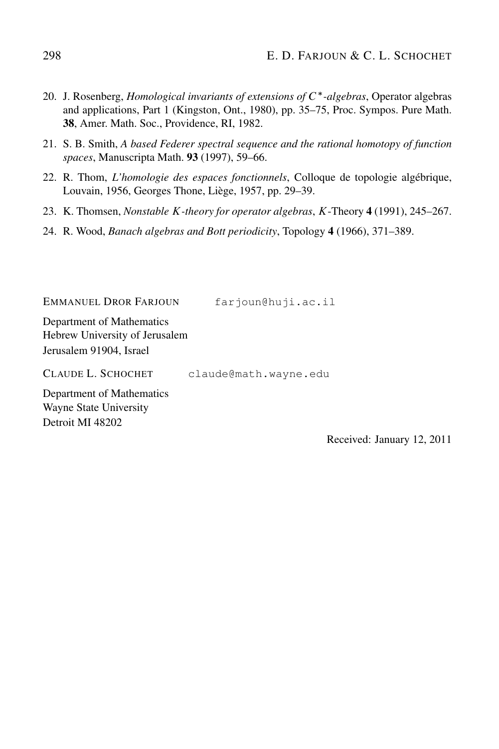20. J. Rosenberg, *Homological invariants of extensions of $C^*$-algebras*, Operator algebras and applications, Part 1 (Kingston, Ont., 1980), pp. 35–75, Proc. Sympos. Pure Math. **38**, Amer. Math. Soc., Providence, RI, 1982.
21. S. B. Smith, *A based Federer spectral sequence and the rational homotopy of function spaces*, Manuscripta Math. **93** (1997), 59–66.
22. R. Thom, *L'homologie des espaces fonctionnels*, Colloque de topologie algébrique, Louvain, 1956, Georges Thone, Liège, 1957, pp. 29–39.
23. K. Thomsen, *Nonstable $K$-theory for operator algebras*, $K$-Theory **4** (1991), 245–267.
24. R. Wood, *Banach algebras and Bott periodicity*, Topology **4** (1966), 371–389.

EMMANUEL DROR FARJOUN farjoun@huji.ac.il

Department of Mathematics
Hebrew University of Jerusalem
Jerusalem 91904, Israel

CLAUDE L. SCHOCHET claude@math.wayne.edu

Department of Mathematics
Wayne State University
Detroit MI 48202

Received: January 12, 2011